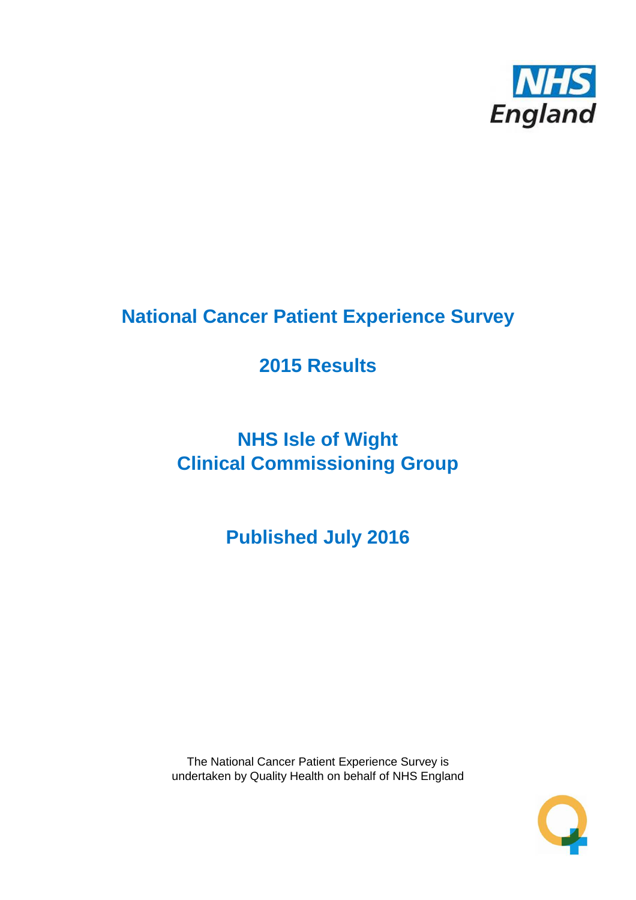# National Cancer Patient Experience Survey

## 2015 Results

## NHS Isle of Wight
## Clinical Commissioning Group

## Published July 2016

The National Cancer Patient Experience Survey is undertaken by Quality Health on behalf of NHS England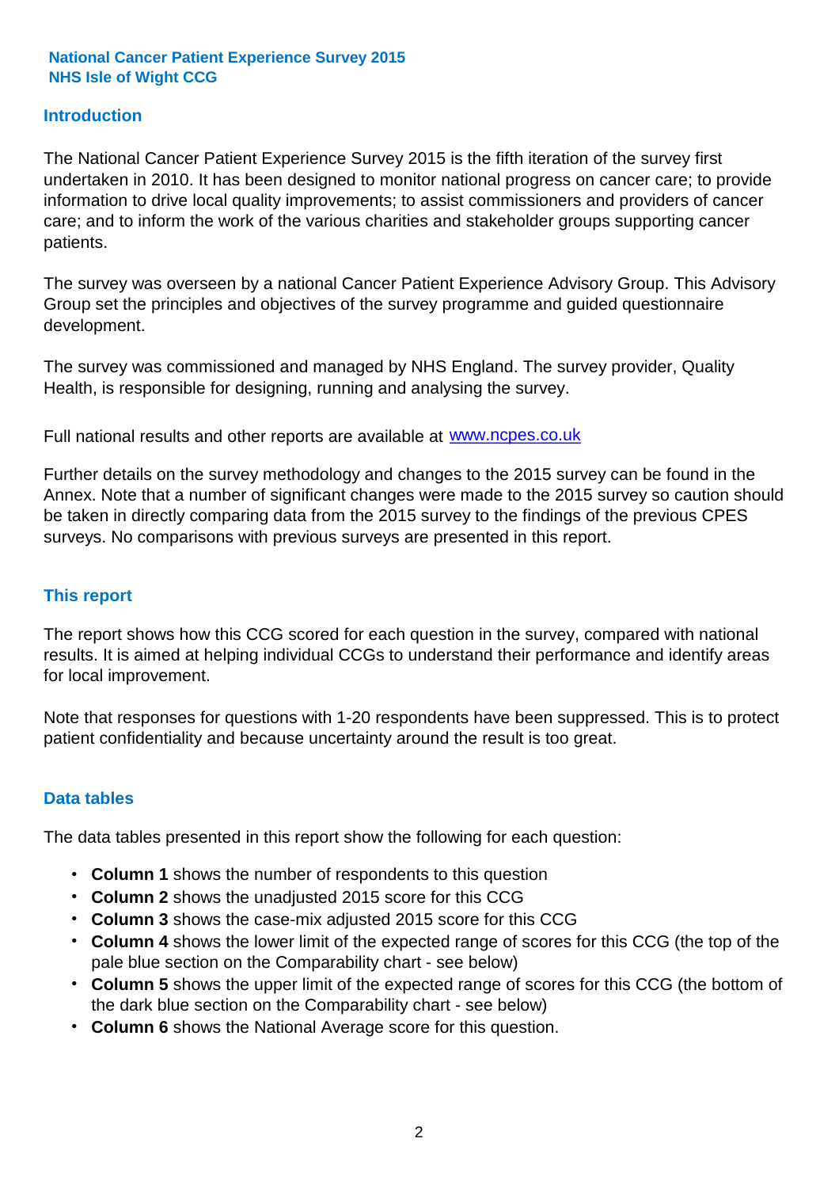**National Cancer Patient Experience Survey 2015**
**NHS Isle of Wight CCG**

## Introduction

The National Cancer Patient Experience Survey 2015 is the fifth iteration of the survey first undertaken in 2010. It has been designed to monitor national progress on cancer care; to provide information to drive local quality improvements; to assist commissioners and providers of cancer care; and to inform the work of the various charities and stakeholder groups supporting cancer patients.

The survey was overseen by a national Cancer Patient Experience Advisory Group. This Advisory Group set the principles and objectives of the survey programme and guided questionnaire development.

The survey was commissioned and managed by NHS England. The survey provider, Quality Health, is responsible for designing, running and analysing the survey.

Full national results and other reports are available at [www.ncpes.co.uk](http://www.ncpes.co.uk)

Further details on the survey methodology and changes to the 2015 survey can be found in the Annex. Note that a number of significant changes were made to the 2015 survey so caution should be taken in directly comparing data from the 2015 survey to the findings of the previous CPES surveys. No comparisons with previous surveys are presented in this report.

## This report

The report shows how this CCG scored for each question in the survey, compared with national results. It is aimed at helping individual CCGs to understand their performance and identify areas for local improvement.

Note that responses for questions with 1-20 respondents have been suppressed. This is to protect patient confidentiality and because uncertainty around the result is too great.

## Data tables

The data tables presented in this report show the following for each question:

- **Column 1** shows the number of respondents to this question
- **Column 2** shows the unadjusted 2015 score for this CCG
- **Column 3** shows the case-mix adjusted 2015 score for this CCG
- **Column 4** shows the lower limit of the expected range of scores for this CCG (the top of the pale blue section on the Comparability chart - see below)
- **Column 5** shows the upper limit of the expected range of scores for this CCG (the bottom of the dark blue section on the Comparability chart - see below)
- **Column 6** shows the National Average score for this question.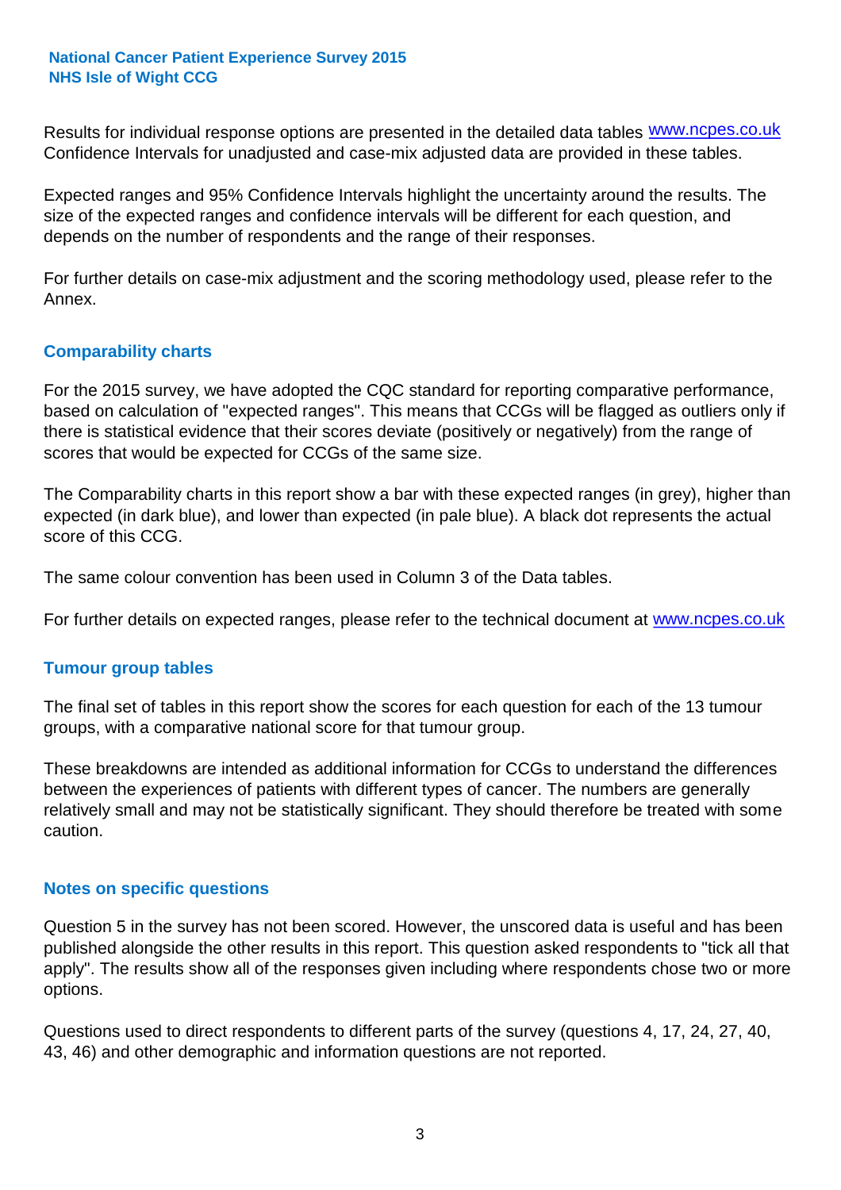Results for individual response options are presented in the detailed data tables www.ncpes.co.uk Confidence Intervals for unadjusted and case-mix adjusted data are provided in these tables.

Expected ranges and 95% Confidence Intervals highlight the uncertainty around the results. The size of the expected ranges and confidence intervals will be different for each question, and depends on the number of respondents and the range of their responses.

For further details on case-mix adjustment and the scoring methodology used, please refer to the Annex.

## Comparability charts

For the 2015 survey, we have adopted the CQC standard for reporting comparative performance, based on calculation of "expected ranges". This means that CCGs will be flagged as outliers only if there is statistical evidence that their scores deviate (positively or negatively) from the range of scores that would be expected for CCGs of the same size.

The Comparability charts in this report show a bar with these expected ranges (in grey), higher than expected (in dark blue), and lower than expected (in pale blue). A black dot represents the actual score of this CCG.

The same colour convention has been used in Column 3 of the Data tables.

For further details on expected ranges, please refer to the technical document at www.ncpes.co.uk

## Tumour group tables

The final set of tables in this report show the scores for each question for each of the 13 tumour groups, with a comparative national score for that tumour group.

These breakdowns are intended as additional information for CCGs to understand the differences between the experiences of patients with different types of cancer. The numbers are generally relatively small and may not be statistically significant. They should therefore be treated with some caution.

## Notes on specific questions

Question 5 in the survey has not been scored. However, the unscored data is useful and has been published alongside the other results in this report. This question asked respondents to "tick all that apply". The results show all of the responses given including where respondents chose two or more options.

Questions used to direct respondents to different parts of the survey (questions 4, 17, 24, 27, 40, 43, 46) and other demographic and information questions are not reported.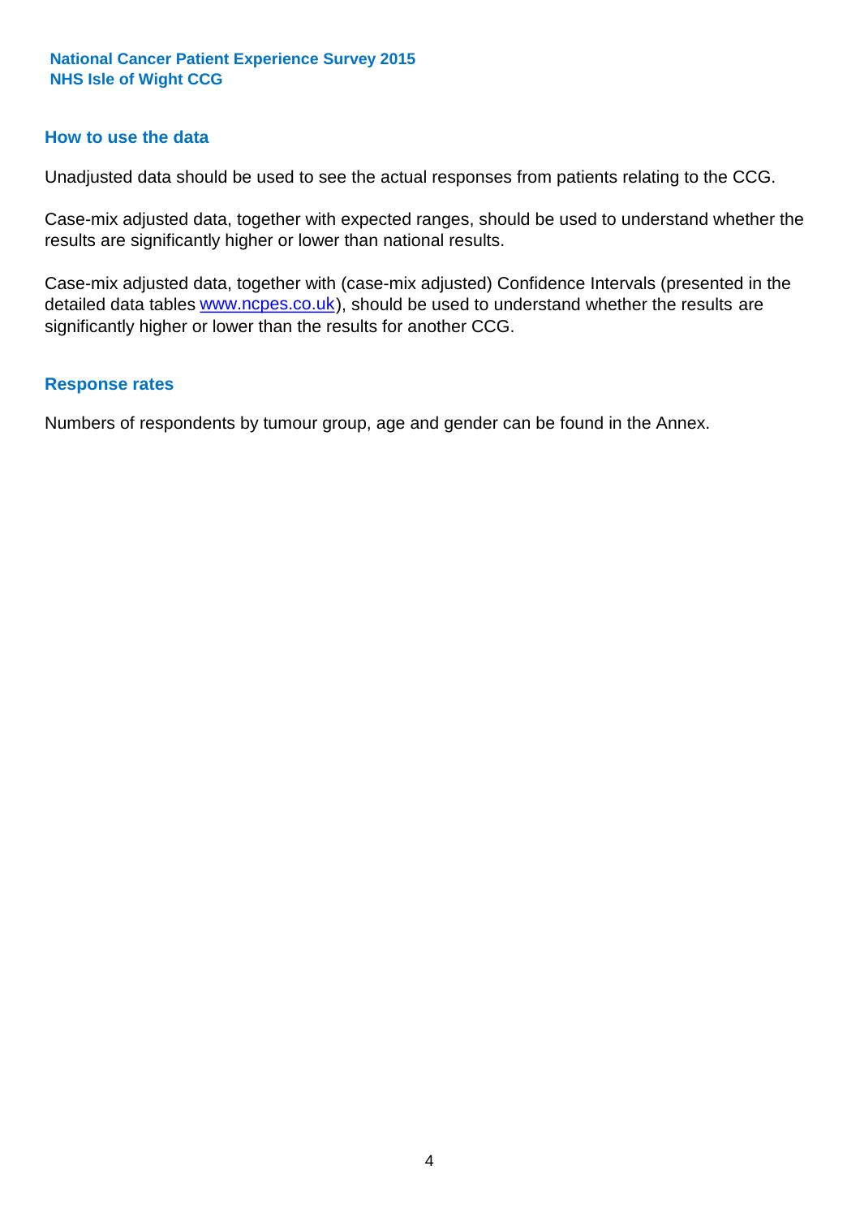## How to use the data

Unadjusted data should be used to see the actual responses from patients relating to the CCG.

Case-mix adjusted data, together with expected ranges, should be used to understand whether the results are significantly higher or lower than national results.

Case-mix adjusted data, together with (case-mix adjusted) Confidence Intervals (presented in the detailed data tables www.ncpes.co.uk), should be used to understand whether the results are significantly higher or lower than the results for another CCG.

## Response rates

Numbers of respondents by tumour group, age and gender can be found in the Annex.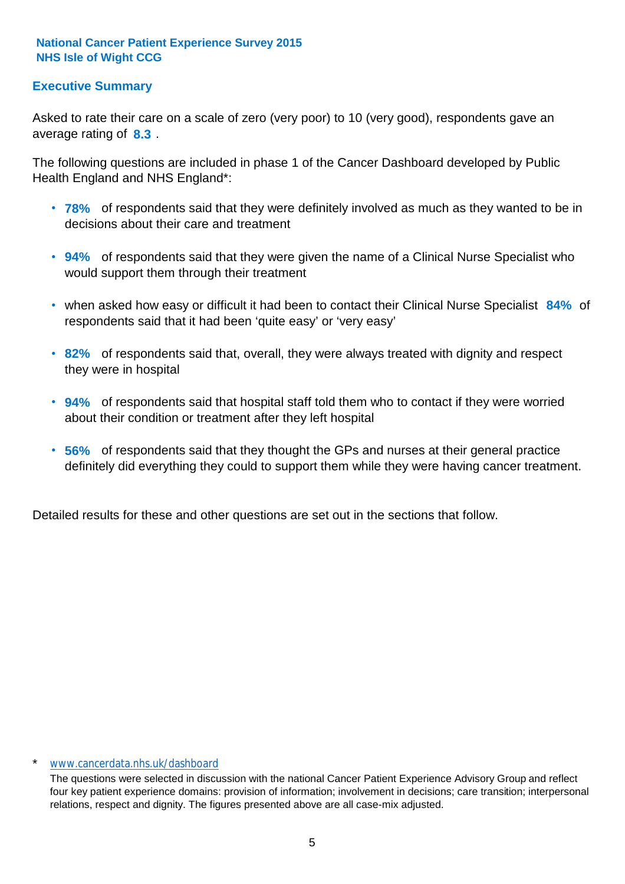**National Cancer Patient Experience Survey 2015**
**NHS Isle of Wight CCG**

## Executive Summary

Asked to rate their care on a scale of zero (very poor) to 10 (very good), respondents gave an average rating of **8.3** .

The following questions are included in phase 1 of the Cancer Dashboard developed by Public Health England and NHS England*:

- **78%** of respondents said that they were definitely involved as much as they wanted to be in decisions about their care and treatment
- **94%** of respondents said that they were given the name of a Clinical Nurse Specialist who would support them through their treatment
- when asked how easy or difficult it had been to contact their Clinical Nurse Specialist **84%** of respondents said that it had been 'quite easy' or 'very easy'
- **82%** of respondents said that, overall, they were always treated with dignity and respect they were in hospital
- **94%** of respondents said that hospital staff told them who to contact if they were worried about their condition or treatment after they left hospital
- **56%** of respondents said that they thought the GPs and nurses at their general practice definitely did everything they could to support them while they were having cancer treatment.

Detailed results for these and other questions are set out in the sections that follow.

\* www.cancerdata.nhs.uk/dashboard

The questions were selected in discussion with the national Cancer Patient Experience Advisory Group and reflect four key patient experience domains: provision of information; involvement in decisions; care transition; interpersonal relations, respect and dignity. The figures presented above are all case-mix adjusted.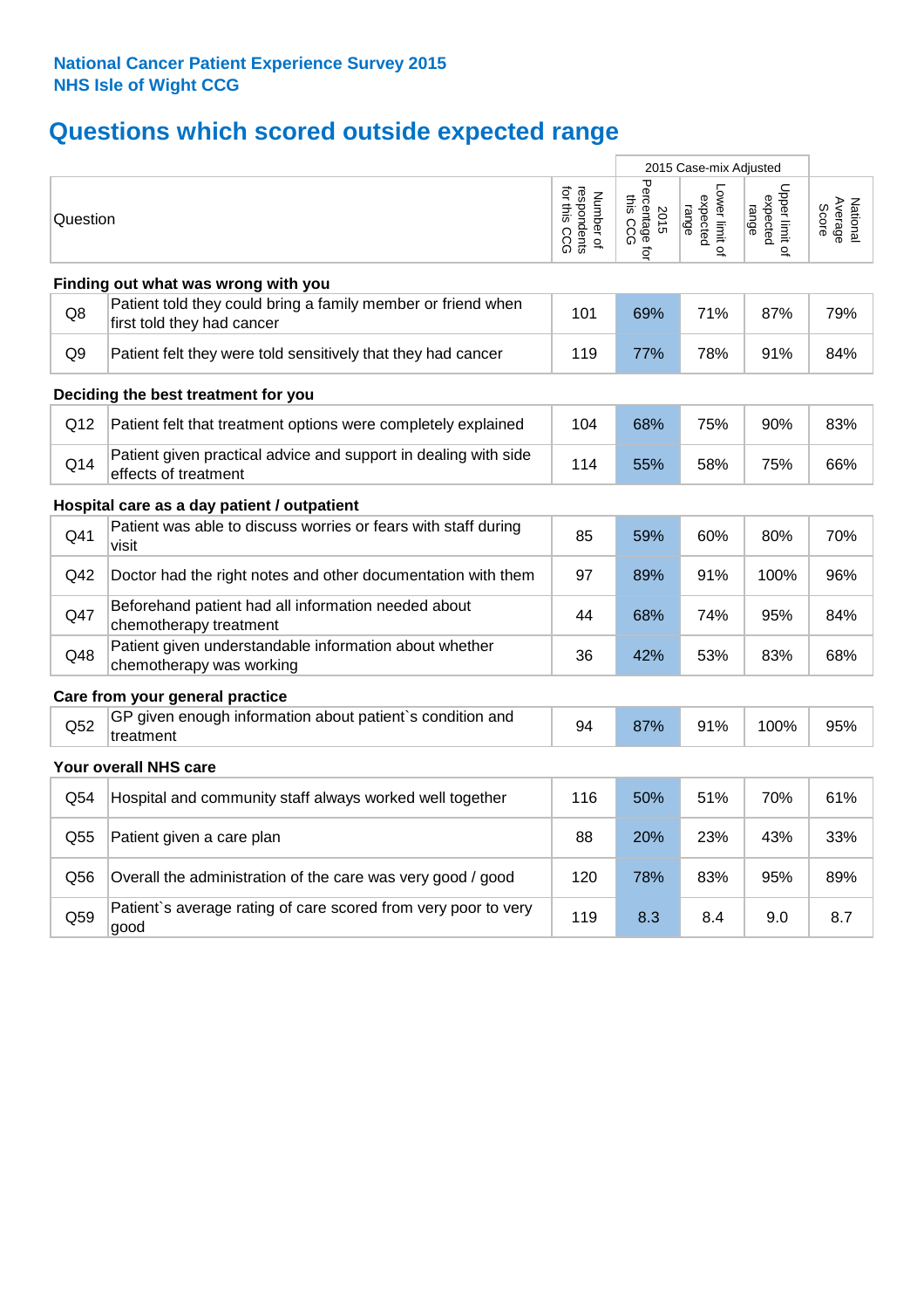**National Cancer Patient Experience Survey 2015**
**NHS Isle of Wight CCG**

# Questions which scored outside expected range

| Question | | Number of respondents for this CCG | 2015 Case-mix Adjusted: 2015 Percentage for this CCG | 2015 Case-mix Adjusted: Lower limit of expected range | 2015 Case-mix Adjusted: Upper limit of expected range | National Average Score |
|---|---|---|---|---|---|---|
| **Finding out what was wrong with you** | | | | | | |
| Q8 | Patient told they could bring a family member or friend when first told they had cancer | 101 | 69% | 71% | 87% | 79% |
| Q9 | Patient felt they were told sensitively that they had cancer | 119 | 77% | 78% | 91% | 84% |
| **Deciding the best treatment for you** | | | | | | |
| Q12 | Patient felt that treatment options were completely explained | 104 | 68% | 75% | 90% | 83% |
| Q14 | Patient given practical advice and support in dealing with side effects of treatment | 114 | 55% | 58% | 75% | 66% |
| **Hospital care as a day patient / outpatient** | | | | | | |
| Q41 | Patient was able to discuss worries or fears with staff during visit | 85 | 59% | 60% | 80% | 70% |
| Q42 | Doctor had the right notes and other documentation with them | 97 | 89% | 91% | 100% | 96% |
| Q47 | Beforehand patient had all information needed about chemotherapy treatment | 44 | 68% | 74% | 95% | 84% |
| Q48 | Patient given understandable information about whether chemotherapy was working | 36 | 42% | 53% | 83% | 68% |
| **Care from your general practice** | | | | | | |
| Q52 | GP given enough information about patient`s condition and treatment | 94 | 87% | 91% | 100% | 95% |
| **Your overall NHS care** | | | | | | |
| Q54 | Hospital and community staff always worked well together | 116 | 50% | 51% | 70% | 61% |
| Q55 | Patient given a care plan | 88 | 20% | 23% | 43% | 33% |
| Q56 | Overall the administration of the care was very good / good | 120 | 78% | 83% | 95% | 89% |
| Q59 | Patient`s average rating of care scored from very poor to very good | 119 | 8.3 | 8.4 | 9.0 | 8.7 |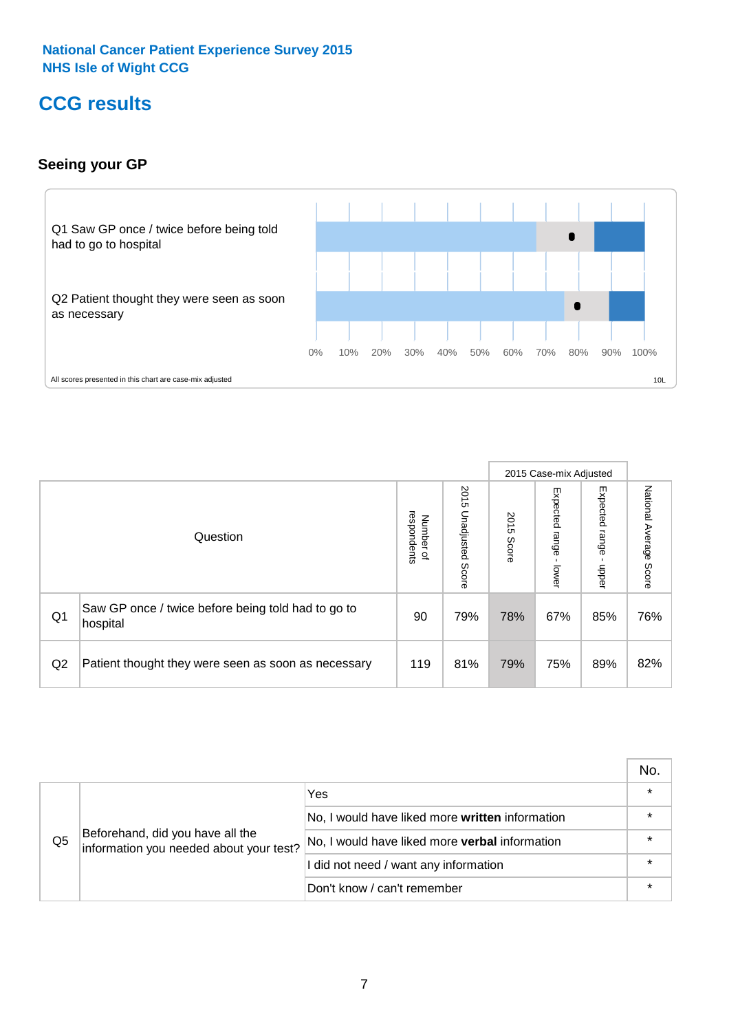National Cancer Patient Experience Survey 2015
NHS Isle of Wight CCG

# CCG results

## Seeing your GP

Q1 Saw GP once / twice before being told had to go to hospital

Q2 Patient thought they were seen as soon as necessary

0% 10% 20% 30% 40% 50% 60% 70% 80% 90% 100%

All scores presented in this chart are case-mix adjusted

10L

| | Question | Number of respondents | 2015 Unadjusted Score | 2015 Case-mix Adjusted | | | National Average Score |
|---|---|---|---|---|---|---|---|
| | | | | 2015 Score | Expected range - lower | Expected range - upper | |
| Q1 | Saw GP once / twice before being told had to go to hospital | 90 | 79% | 78% | 67% | 85% | 76% |
| Q2 | Patient thought they were seen as soon as necessary | 119 | 81% | 79% | 75% | 89% | 82% |

| | | | No. |
|---|---|---|---|
| Q5 | Beforehand, did you have all the information you needed about your test? | Yes | * |
| | | No, I would have liked more **written** information | * |
| | | No, I would have liked more **verbal** information | * |
| | | I did not need / want any information | * |
| | | Don't know / can't remember | * |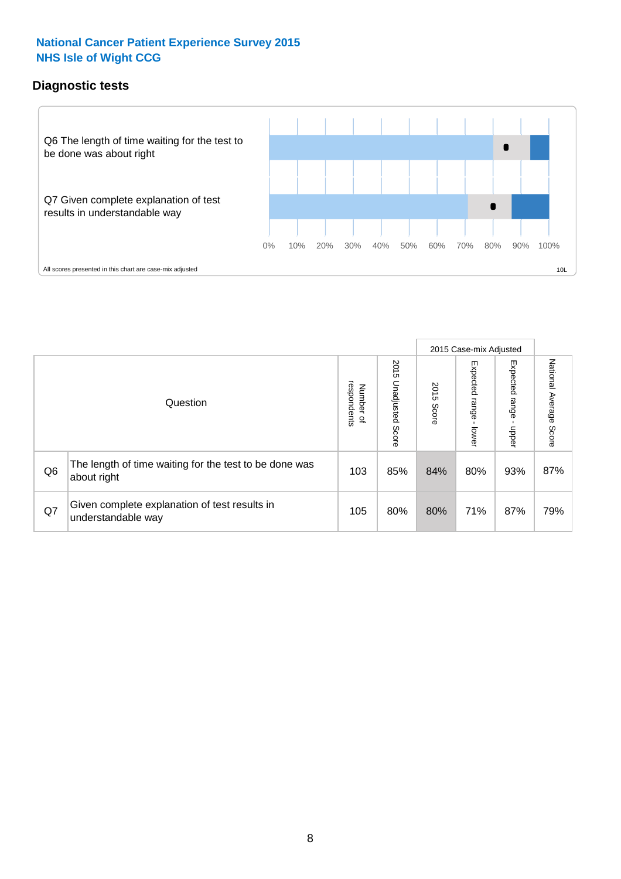**National Cancer Patient Experience Survey 2015**
**NHS Isle of Wight CCG**

## Diagnostic tests

Q6 The length of time waiting for the test to be done was about right

Q7 Given complete explanation of test results in understandable way

0% 10% 20% 30% 40% 50% 60% 70% 80% 90% 100%

All scores presented in this chart are case-mix adjusted

10L

| Question | | Number of respondents | 2015 Unadjusted Score | 2015 Case-mix Adjusted 2015 Score | 2015 Case-mix Adjusted Expected range - lower | 2015 Case-mix Adjusted Expected range - upper | National Average Score |
|---|---|---|---|---|---|---|---|
| Q6 | The length of time waiting for the test to be done was about right | 103 | 85% | 84% | 80% | 93% | 87% |
| Q7 | Given complete explanation of test results in understandable way | 105 | 80% | 80% | 71% | 87% | 79% |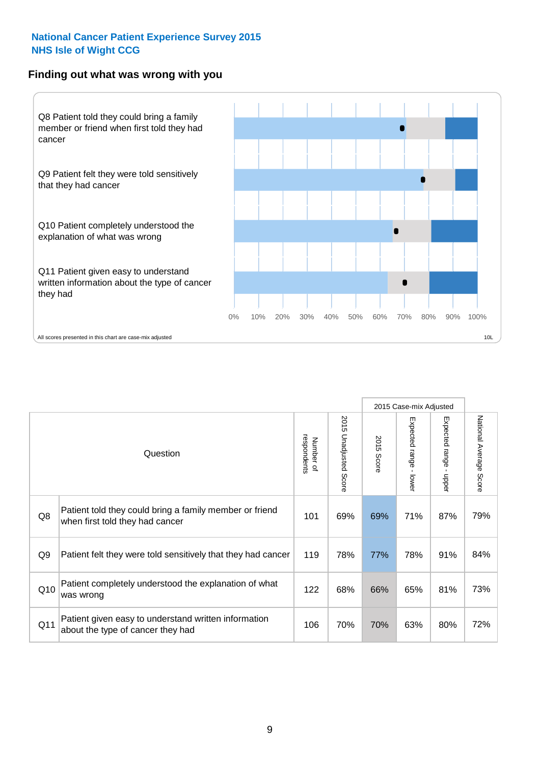## National Cancer Patient Experience Survey 2015
## NHS Isle of Wight CCG

### Finding out what was wrong with you

Q8 Patient told they could bring a family member or friend when first told they had cancer

Q9 Patient felt they were told sensitively that they had cancer

Q10 Patient completely understood the explanation of what was wrong

Q11 Patient given easy to understand written information about the type of cancer they had

0% 10% 20% 30% 40% 50% 60% 70% 80% 90% 100%

All scores presented in this chart are case-mix adjusted

10L

| | Question | Number of respondents | 2015 Unadjusted Score | 2015 Case-mix Adjusted: 2015 Score | 2015 Case-mix Adjusted: Expected range - lower | 2015 Case-mix Adjusted: Expected range - upper | National Average Score |
|---|---|---|---|---|---|---|---|
| Q8 | Patient told they could bring a family member or friend when first told they had cancer | 101 | 69% | 69% | 71% | 87% | 79% |
| Q9 | Patient felt they were told sensitively that they had cancer | 119 | 78% | 77% | 78% | 91% | 84% |
| Q10 | Patient completely understood the explanation of what was wrong | 122 | 68% | 66% | 65% | 81% | 73% |
| Q11 | Patient given easy to understand written information about the type of cancer they had | 106 | 70% | 70% | 63% | 80% | 72% |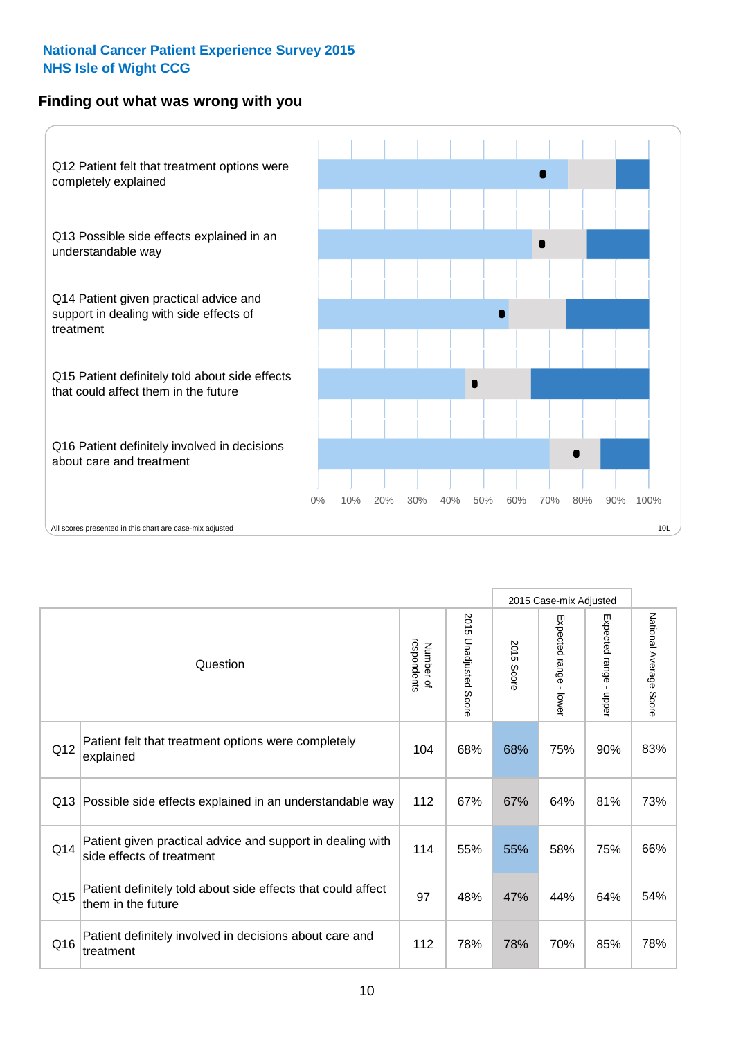**National Cancer Patient Experience Survey 2015**
**NHS Isle of Wight CCG**

## Finding out what was wrong with you

Q12 Patient felt that treatment options were completely explained

Q13 Possible side effects explained in an understandable way

Q14 Patient given practical advice and support in dealing with side effects of treatment

Q15 Patient definitely told about side effects that could affect them in the future

Q16 Patient definitely involved in decisions about care and treatment

0% 10% 20% 30% 40% 50% 60% 70% 80% 90% 100%

All scores presented in this chart are case-mix adjusted

10L

| Question | | Number of respondents | 2015 Unadjusted Score | 2015 Case-mix Adjusted: 2015 Score | 2015 Case-mix Adjusted: Expected range - lower | 2015 Case-mix Adjusted: Expected range - upper | National Average Score |
|---|---|---|---|---|---|---|---|
| Q12 | Patient felt that treatment options were completely explained | 104 | 68% | 68% | 75% | 90% | 83% |
| Q13 | Possible side effects explained in an understandable way | 112 | 67% | 67% | 64% | 81% | 73% |
| Q14 | Patient given practical advice and support in dealing with side effects of treatment | 114 | 55% | 55% | 58% | 75% | 66% |
| Q15 | Patient definitely told about side effects that could affect them in the future | 97 | 48% | 47% | 44% | 64% | 54% |
| Q16 | Patient definitely involved in decisions about care and treatment | 112 | 78% | 78% | 70% | 85% | 78% |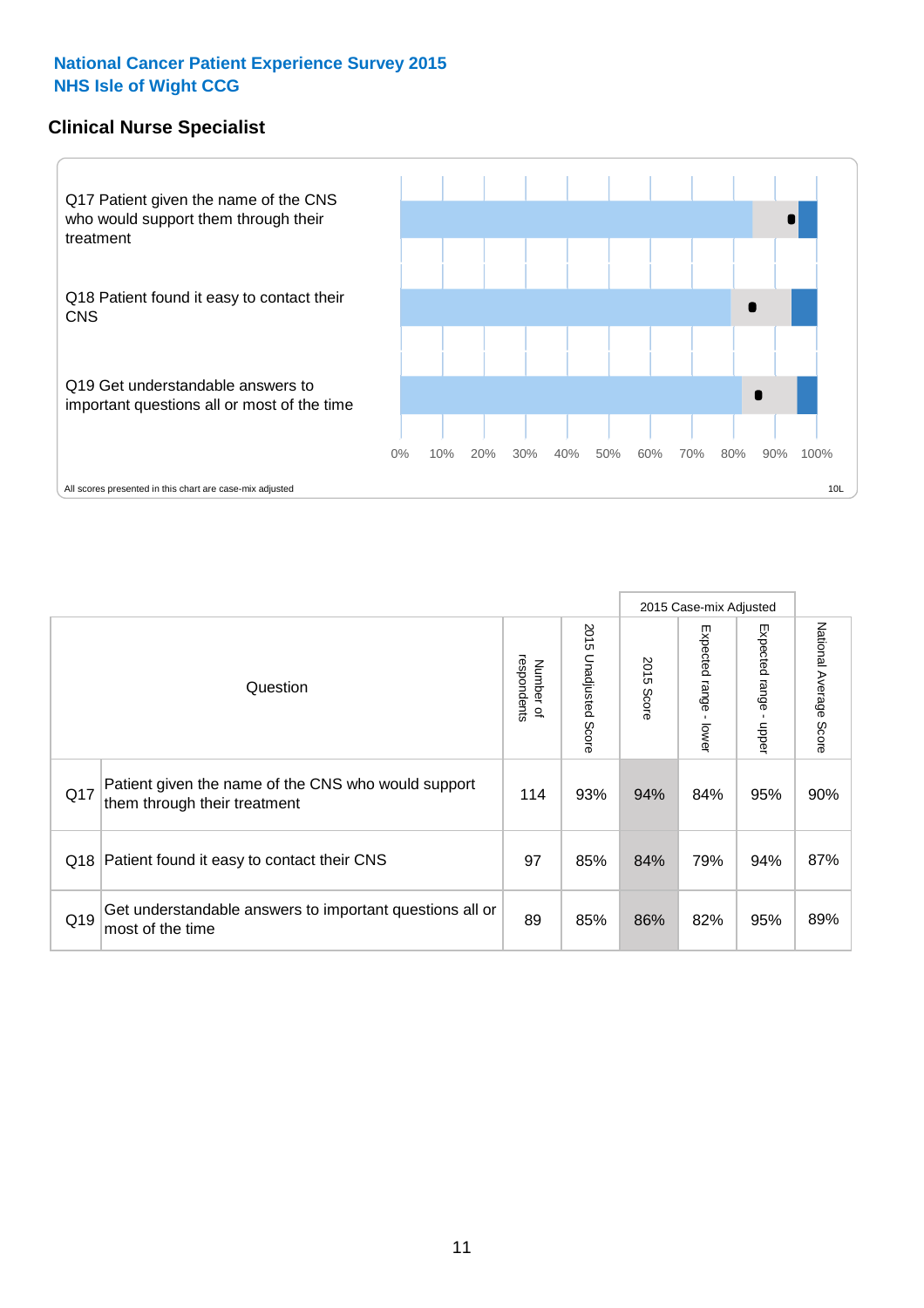National Cancer Patient Experience Survey 2015
NHS Isle of Wight CCG

## Clinical Nurse Specialist

Q17 Patient given the name of the CNS who would support them through their treatment

Q18 Patient found it easy to contact their CNS

Q19 Get understandable answers to important questions all or most of the time

0% 10% 20% 30% 40% 50% 60% 70% 80% 90% 100%

All scores presented in this chart are case-mix adjusted

10L

| | Question | Number of respondents | 2015 Unadjusted Score | 2015 Case-mix Adjusted | | | National Average Score |
|---|---|---|---|---|---|---|---|
| | | | | 2015 Score | Expected range - lower | Expected range - upper | |
| Q17 | Patient given the name of the CNS who would support them through their treatment | 114 | 93% | 94% | 84% | 95% | 90% |
| Q18 | Patient found it easy to contact their CNS | 97 | 85% | 84% | 79% | 94% | 87% |
| Q19 | Get understandable answers to important questions all or most of the time | 89 | 85% | 86% | 82% | 95% | 89% |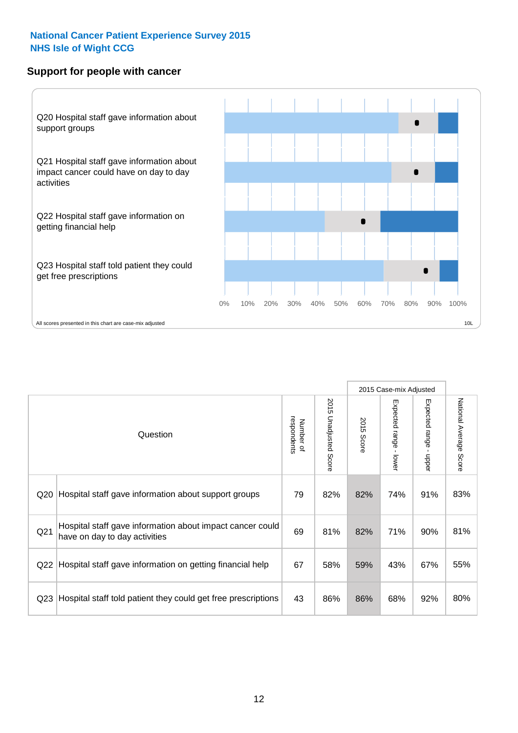National Cancer Patient Experience Survey 2015
NHS Isle of Wight CCG

## Support for people with cancer

Q20 Hospital staff gave information about support groups

Q21 Hospital staff gave information about impact cancer could have on day to day activities

Q22 Hospital staff gave information on getting financial help

Q23 Hospital staff told patient they could get free prescriptions

0% 10% 20% 30% 40% 50% 60% 70% 80% 90% 100%

All scores presented in this chart are case-mix adjusted

10L

| | Question | Number of respondents | 2015 Unadjusted Score | 2015 Case-mix Adjusted: 2015 Score | 2015 Case-mix Adjusted: Expected range - lower | 2015 Case-mix Adjusted: Expected range - upper | National Average Score |
|---|---|---|---|---|---|---|---|
| Q20 | Hospital staff gave information about support groups | 79 | 82% | 82% | 74% | 91% | 83% |
| Q21 | Hospital staff gave information about impact cancer could have on day to day activities | 69 | 81% | 82% | 71% | 90% | 81% |
| Q22 | Hospital staff gave information on getting financial help | 67 | 58% | 59% | 43% | 67% | 55% |
| Q23 | Hospital staff told patient they could get free prescriptions | 43 | 86% | 86% | 68% | 92% | 80% |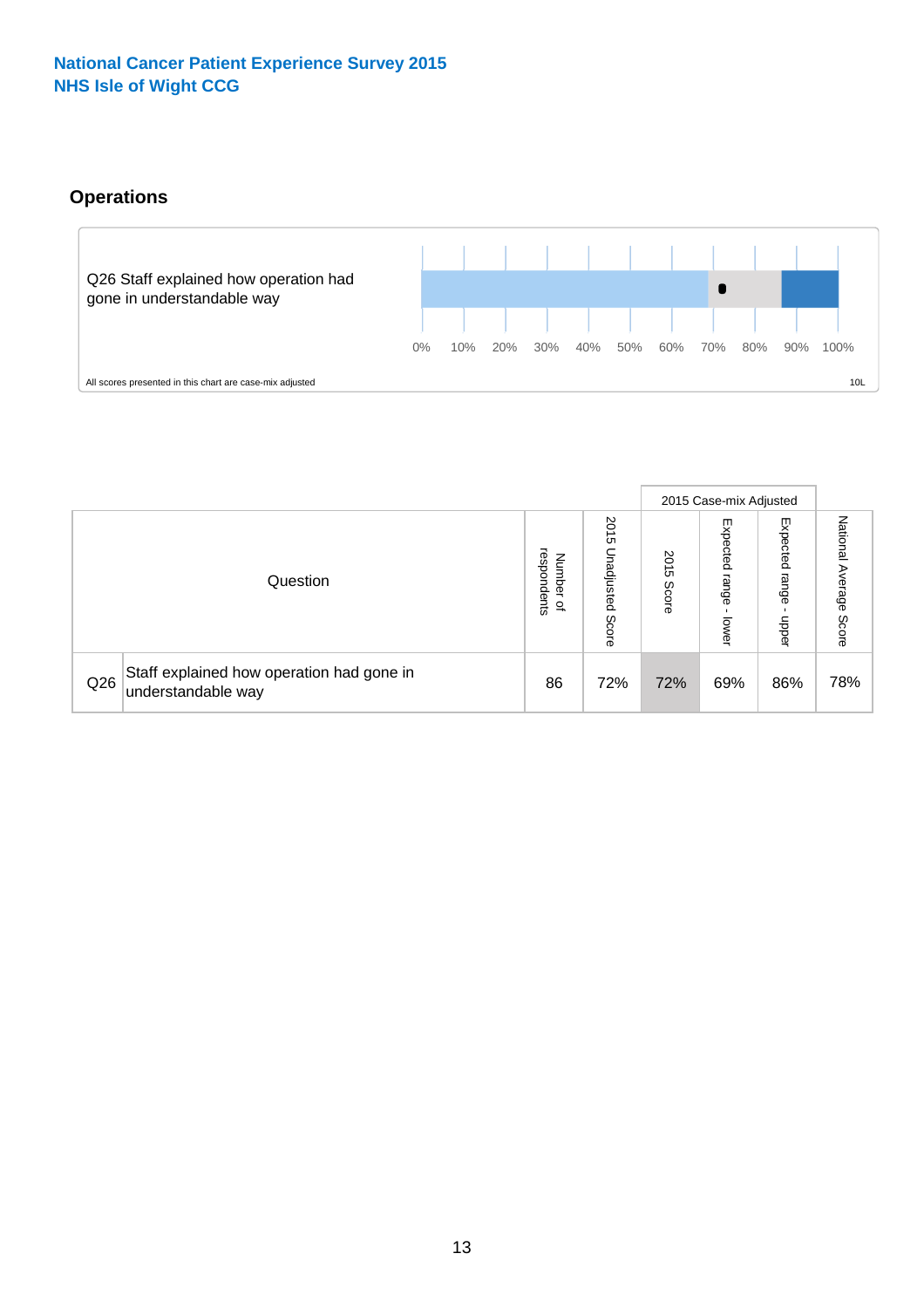National Cancer Patient Experience Survey 2015
NHS Isle of Wight CCG

## Operations

Q26 Staff explained how operation had gone in understandable way

0% 10% 20% 30% 40% 50% 60% 70% 80% 90% 100%

All scores presented in this chart are case-mix adjusted

10L

| Question | | Number of respondents | 2015 Unadjusted Score | 2015 Case-mix Adjusted | | | National Average Score |
|---|---|---|---|---|---|---|---|
| | | | | 2015 Score | Expected range - lower | Expected range - upper | |
| Q26 | Staff explained how operation had gone in understandable way | 86 | 72% | 72% | 69% | 86% | 78% |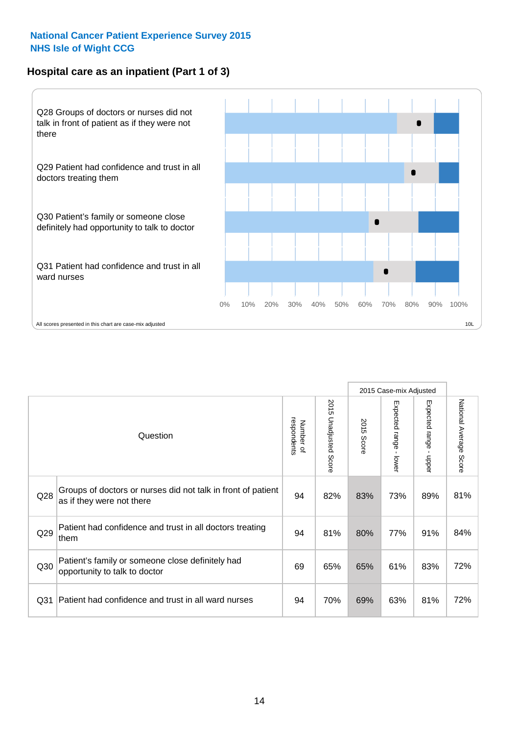National Cancer Patient Experience Survey 2015
NHS Isle of Wight CCG

## Hospital care as an inpatient (Part 1 of 3)

Q28 Groups of doctors or nurses did not talk in front of patient as if they were not there

Q29 Patient had confidence and trust in all doctors treating them

Q30 Patient's family or someone close definitely had opportunity to talk to doctor

Q31 Patient had confidence and trust in all ward nurses

0% 10% 20% 30% 40% 50% 60% 70% 80% 90% 100%

All scores presented in this chart are case-mix adjusted

10L

| | Question | Number of respondents | 2015 Unadjusted Score | 2015 Case-mix Adjusted | | | National Average Score |
|---|---|---|---|---|---|---|---|
| | | | | 2015 Score | Expected range - lower | Expected range - upper | |
| Q28 | Groups of doctors or nurses did not talk in front of patient as if they were not there | 94 | 82% | 83% | 73% | 89% | 81% |
| Q29 | Patient had confidence and trust in all doctors treating them | 94 | 81% | 80% | 77% | 91% | 84% |
| Q30 | Patient's family or someone close definitely had opportunity to talk to doctor | 69 | 65% | 65% | 61% | 83% | 72% |
| Q31 | Patient had confidence and trust in all ward nurses | 94 | 70% | 69% | 63% | 81% | 72% |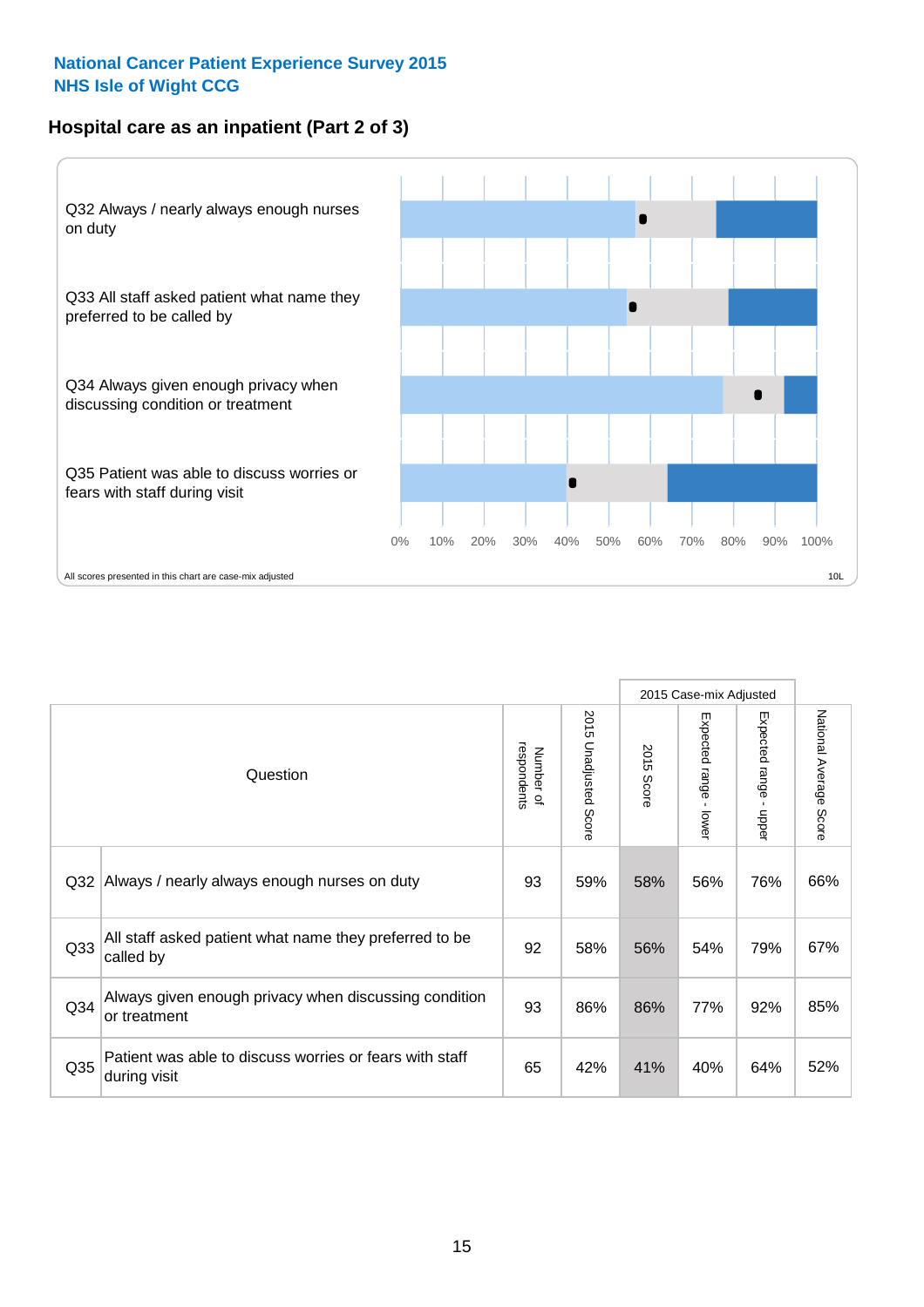# National Cancer Patient Experience Survey 2015
# NHS Isle of Wight CCG

## Hospital care as an inpatient (Part 2 of 3)

Q32 Always / nearly always enough nurses on duty

Q33 All staff asked patient what name they preferred to be called by

Q34 Always given enough privacy when discussing condition or treatment

Q35 Patient was able to discuss worries or fears with staff during visit

0% 10% 20% 30% 40% 50% 60% 70% 80% 90% 100%

All scores presented in this chart are case-mix adjusted

10L

| Question | | Number of respondents | 2015 Unadjusted Score | 2015 Case-mix Adjusted | | | National Average Score |
|---|---|---|---|---|---|---|---|
| | | | | 2015 Score | Expected range - lower | Expected range - upper | |
| Q32 | Always / nearly always enough nurses on duty | 93 | 59% | 58% | 56% | 76% | 66% |
| Q33 | All staff asked patient what name they preferred to be called by | 92 | 58% | 56% | 54% | 79% | 67% |
| Q34 | Always given enough privacy when discussing condition or treatment | 93 | 86% | 86% | 77% | 92% | 85% |
| Q35 | Patient was able to discuss worries or fears with staff during visit | 65 | 42% | 41% | 40% | 64% | 52% |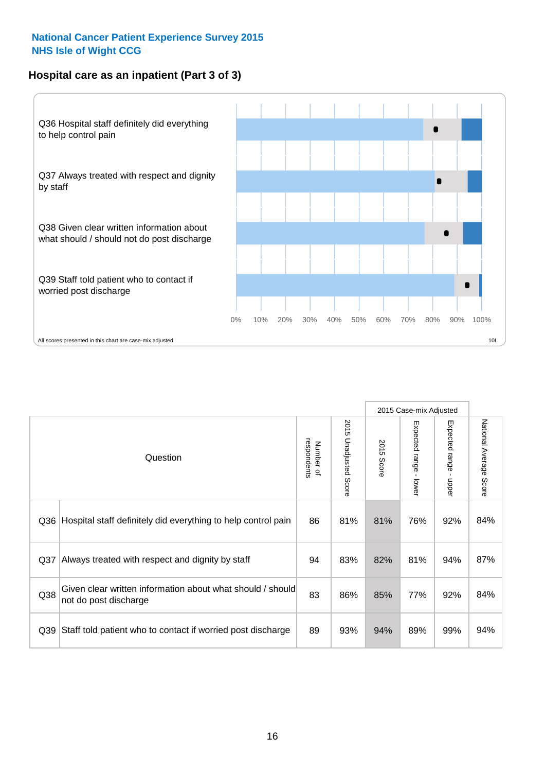National Cancer Patient Experience Survey 2015
NHS Isle of Wight CCG

## Hospital care as an inpatient (Part 3 of 3)

Q36 Hospital staff definitely did everything to help control pain

Q37 Always treated with respect and dignity by staff

Q38 Given clear written information about what should / should not do post discharge

Q39 Staff told patient who to contact if worried post discharge

0% 10% 20% 30% 40% 50% 60% 70% 80% 90% 100%

All scores presented in this chart are case-mix adjusted

10L

| Question | | Number of respondents | 2015 Unadjusted Score | 2015 Case-mix Adjusted | | | National Average Score |
|---|---|---|---|---|---|---|---|
| | | | | 2015 Score | Expected range - lower | Expected range - upper | |
| Q36 | Hospital staff definitely did everything to help control pain | 86 | 81% | 81% | 76% | 92% | 84% |
| Q37 | Always treated with respect and dignity by staff | 94 | 83% | 82% | 81% | 94% | 87% |
| Q38 | Given clear written information about what should / should not do post discharge | 83 | 86% | 85% | 77% | 92% | 84% |
| Q39 | Staff told patient who to contact if worried post discharge | 89 | 93% | 94% | 89% | 99% | 94% |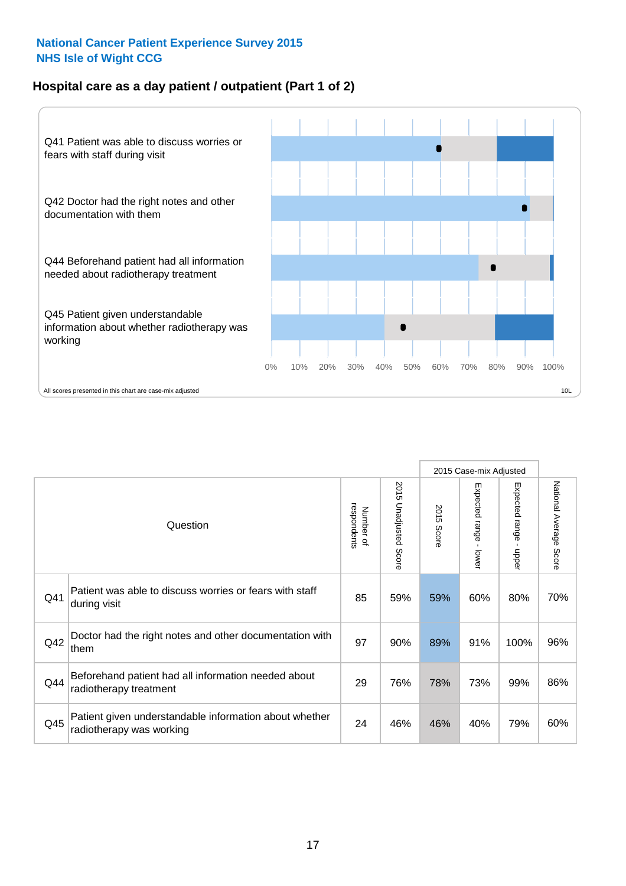**National Cancer Patient Experience Survey 2015**
**NHS Isle of Wight CCG**

## Hospital care as a day patient / outpatient (Part 1 of 2)

Q41 Patient was able to discuss worries or fears with staff during visit

Q42 Doctor had the right notes and other documentation with them

Q44 Beforehand patient had all information needed about radiotherapy treatment

Q45 Patient given understandable information about whether radiotherapy was working

0% 10% 20% 30% 40% 50% 60% 70% 80% 90% 100%

All scores presented in this chart are case-mix adjusted

10L

| Question | | Number of respondents | 2015 Unadjusted Score | 2015 Case-mix Adjusted: 2015 Score | 2015 Case-mix Adjusted: Expected range - lower | 2015 Case-mix Adjusted: Expected range - upper | National Average Score |
|---|---|---|---|---|---|---|---|
| Q41 | Patient was able to discuss worries or fears with staff during visit | 85 | 59% | 59% | 60% | 80% | 70% |
| Q42 | Doctor had the right notes and other documentation with them | 97 | 90% | 89% | 91% | 100% | 96% |
| Q44 | Beforehand patient had all information needed about radiotherapy treatment | 29 | 76% | 78% | 73% | 99% | 86% |
| Q45 | Patient given understandable information about whether radiotherapy was working | 24 | 46% | 46% | 40% | 79% | 60% |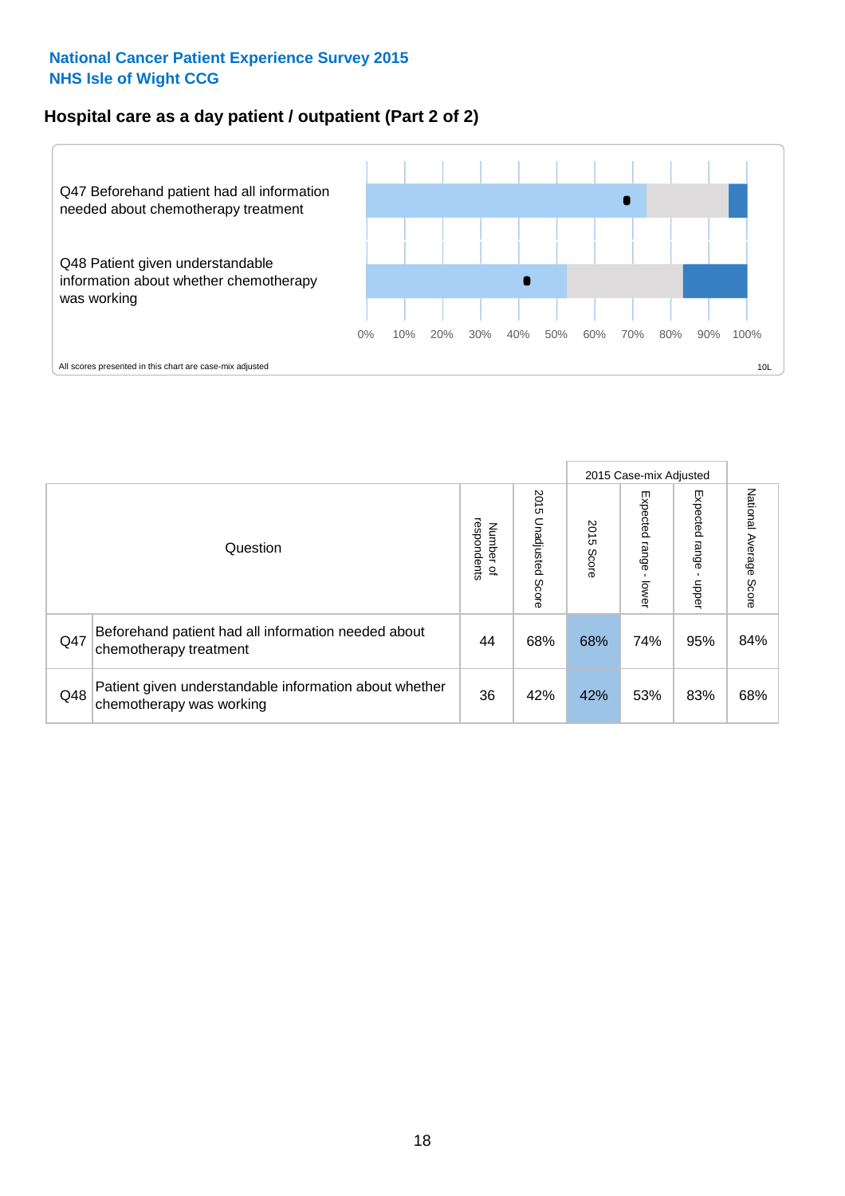National Cancer Patient Experience Survey 2015
NHS Isle of Wight CCG

## Hospital care as a day patient / outpatient (Part 2 of 2)

Q47 Beforehand patient had all information needed about chemotherapy treatment

Q48 Patient given understandable information about whether chemotherapy was working

0% 10% 20% 30% 40% 50% 60% 70% 80% 90% 100%

All scores presented in this chart are case-mix adjusted

10L

| Question | | Number of respondents | 2015 Unadjusted Score | 2015 Case-mix Adjusted 2015 Score | Expected range - lower | Expected range - upper | National Average Score |
|---|---|---|---|---|---|---|---|
| Q47 | Beforehand patient had all information needed about chemotherapy treatment | 44 | 68% | 68% | 74% | 95% | 84% |
| Q48 | Patient given understandable information about whether chemotherapy was working | 36 | 42% | 42% | 53% | 83% | 68% |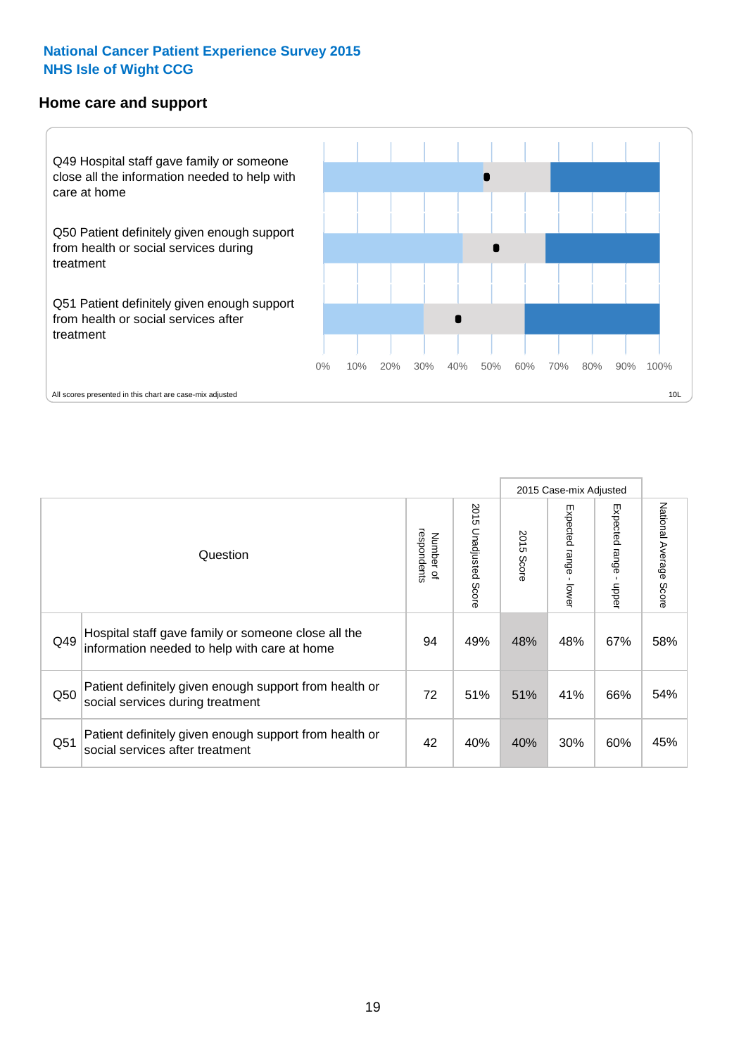National Cancer Patient Experience Survey 2015
NHS Isle of Wight CCG

## Home care and support

Q49 Hospital staff gave family or someone close all the information needed to help with care at home

Q50 Patient definitely given enough support from health or social services during treatment

Q51 Patient definitely given enough support from health or social services after treatment

0% 10% 20% 30% 40% 50% 60% 70% 80% 90% 100%

All scores presented in this chart are case-mix adjusted

10L

| | Question | Number of respondents | 2015 Unadjusted Score | 2015 Case-mix Adjusted | | | National Average Score |
|---|---|---|---|---|---|---|---|
| | | | | 2015 Score | Expected range - lower | Expected range - upper | |
| Q49 | Hospital staff gave family or someone close all the information needed to help with care at home | 94 | 49% | 48% | 48% | 67% | 58% |
| Q50 | Patient definitely given enough support from health or social services during treatment | 72 | 51% | 51% | 41% | 66% | 54% |
| Q51 | Patient definitely given enough support from health or social services after treatment | 42 | 40% | 40% | 30% | 60% | 45% |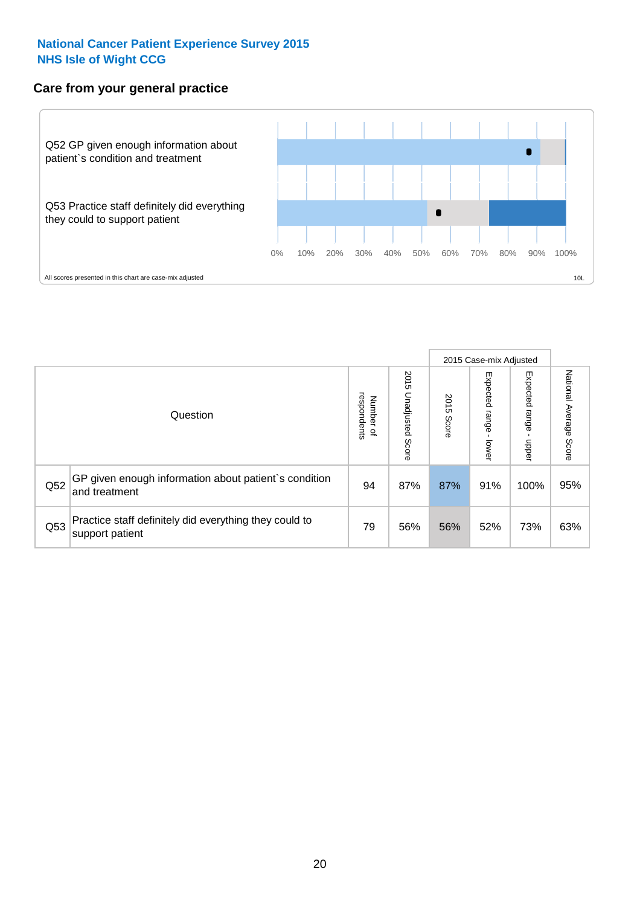National Cancer Patient Experience Survey 2015
NHS Isle of Wight CCG

## Care from your general practice

Q52 GP given enough information about patient`s condition and treatment

Q53 Practice staff definitely did everything they could to support patient

0% 10% 20% 30% 40% 50% 60% 70% 80% 90% 100%

All scores presented in this chart are case-mix adjusted

10L

| Question | | Number of respondents | 2015 Unadjusted Score | 2015 Case-mix Adjusted 2015 Score | Expected range - lower | Expected range - upper | National Average Score |
|---|---|---|---|---|---|---|---|
| Q52 | GP given enough information about patient`s condition and treatment | 94 | 87% | 87% | 91% | 100% | 95% |
| Q53 | Practice staff definitely did everything they could to support patient | 79 | 56% | 56% | 52% | 73% | 63% |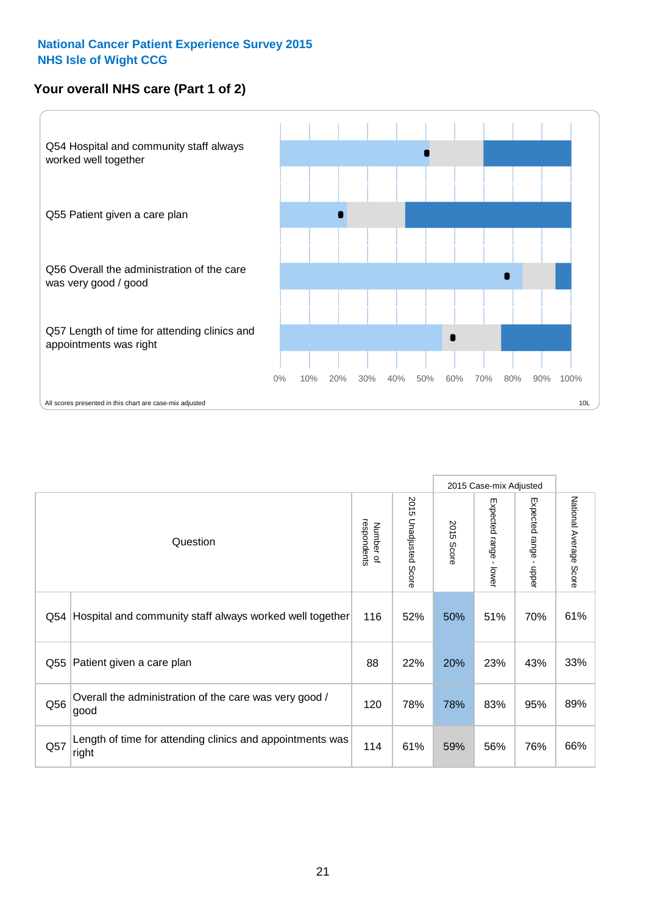**National Cancer Patient Experience Survey 2015**
**NHS Isle of Wight CCG**

## Your overall NHS care (Part 1 of 2)

Q54 Hospital and community staff always worked well together

Q55 Patient given a care plan

Q56 Overall the administration of the care was very good / good

Q57 Length of time for attending clinics and appointments was right

0% 10% 20% 30% 40% 50% 60% 70% 80% 90% 100%

All scores presented in this chart are case-mix adjusted

10L

| | Question | Number of respondents | 2015 Unadjusted Score | 2015 Case-mix Adjusted: 2015 Score | 2015 Case-mix Adjusted: Expected range - lower | 2015 Case-mix Adjusted: Expected range - upper | National Average Score |
|---|---|---|---|---|---|---|---|
| Q54 | Hospital and community staff always worked well together | 116 | 52% | 50% | 51% | 70% | 61% |
| Q55 | Patient given a care plan | 88 | 22% | 20% | 23% | 43% | 33% |
| Q56 | Overall the administration of the care was very good / good | 120 | 78% | 78% | 83% | 95% | 89% |
| Q57 | Length of time for attending clinics and appointments was right | 114 | 61% | 59% | 56% | 76% | 66% |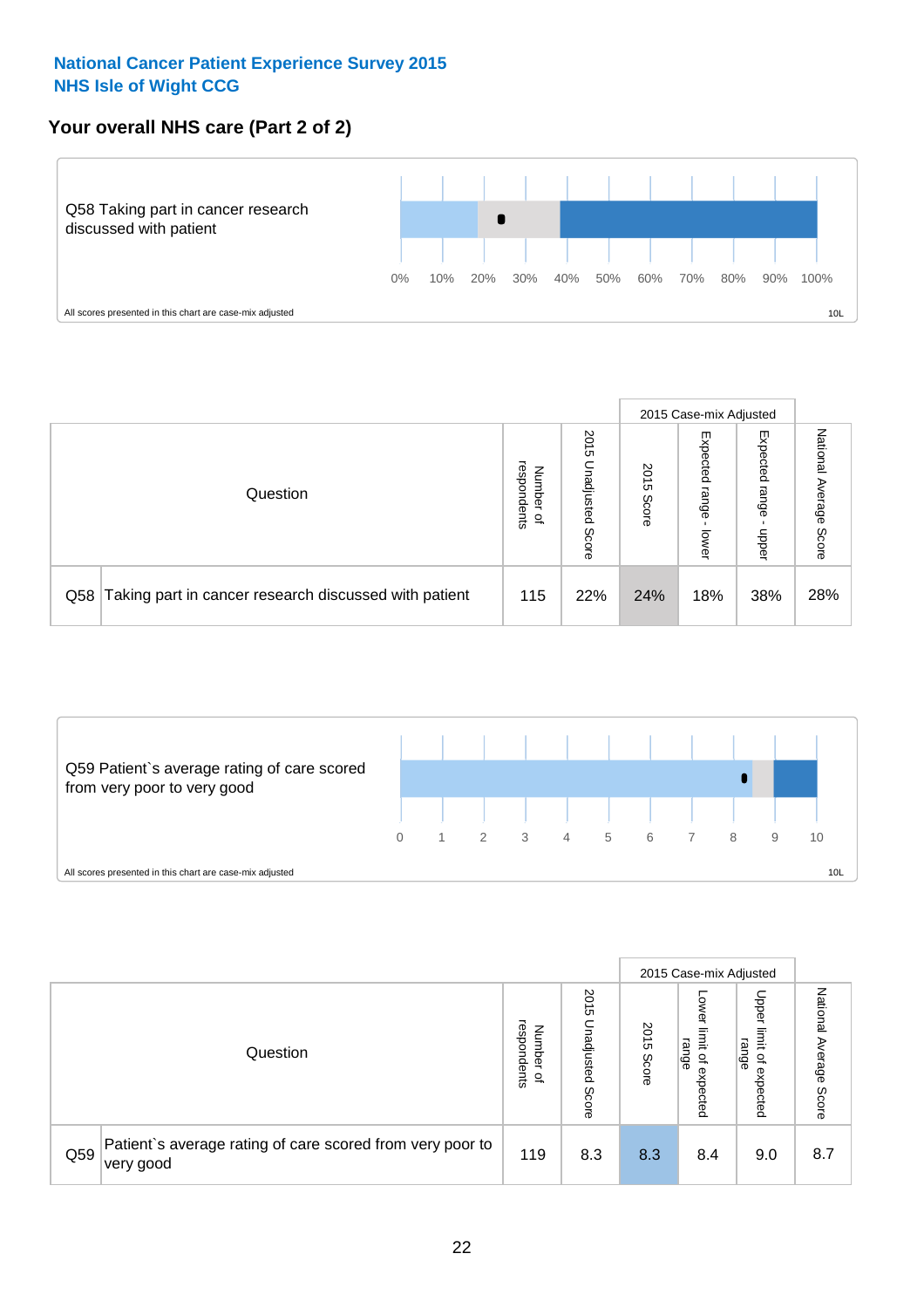National Cancer Patient Experience Survey 2015
NHS Isle of Wight CCG

## Your overall NHS care (Part 2 of 2)

Q58 Taking part in cancer research discussed with patient

0% 10% 20% 30% 40% 50% 60% 70% 80% 90% 100%

All scores presented in this chart are case-mix adjusted

10L

| Question | | Number of respondents | 2015 Unadjusted Score | 2015 Case-mix Adjusted | | | National Average Score |
|---|---|---|---|---|---|---|---|
| | | | | 2015 Score | Expected range - lower | Expected range - upper | |
| Q58 | Taking part in cancer research discussed with patient | 115 | 22% | 24% | 18% | 38% | 28% |

Q59 Patient`s average rating of care scored from very poor to very good

0 1 2 3 4 5 6 7 8 9 10

All scores presented in this chart are case-mix adjusted

10L

| Question | | Number of respondents | 2015 Unadjusted Score | 2015 Case-mix Adjusted | | | National Average Score |
|---|---|---|---|---|---|---|---|
| | | | | 2015 Score | Lower limit of expected range | Upper limit of expected range | |
| Q59 | Patient`s average rating of care scored from very poor to very good | 119 | 8.3 | 8.3 | 8.4 | 9.0 | 8.7 |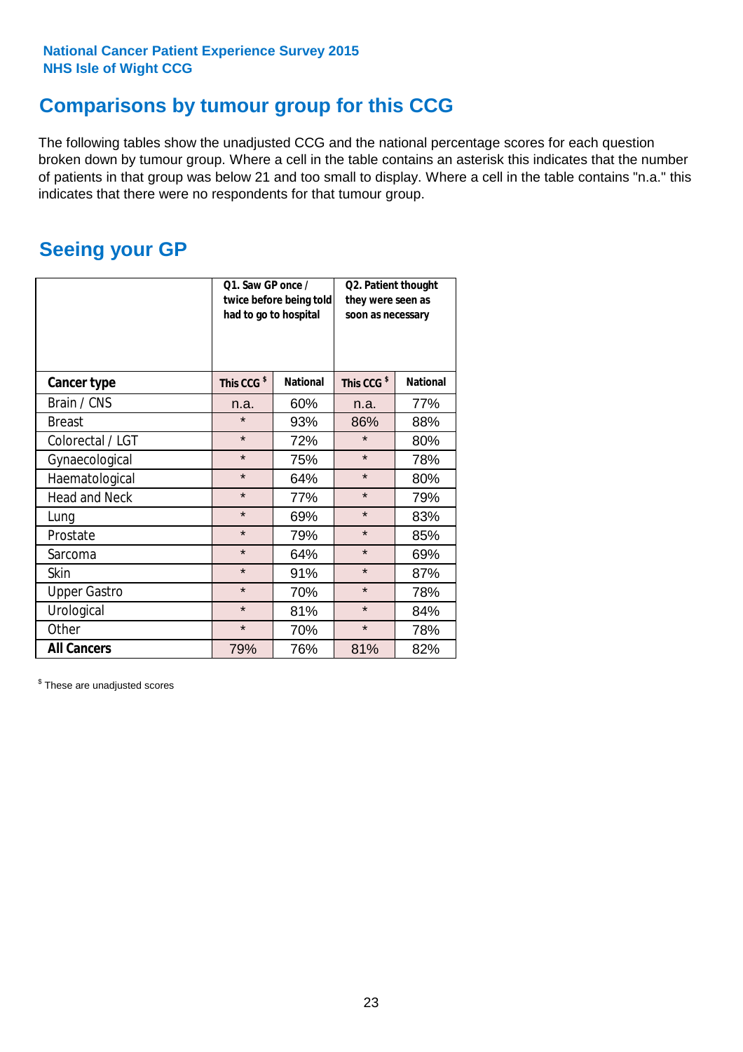National Cancer Patient Experience Survey 2015
NHS Isle of Wight CCG

## Comparisons by tumour group for this CCG

The following tables show the unadjusted CCG and the national percentage scores for each question broken down by tumour group. Where a cell in the table contains an asterisk this indicates that the number of patients in that group was below 21 and too small to display. Where a cell in the table contains "n.a." this indicates that there were no respondents for that tumour group.

## Seeing your GP

| | Q1. Saw GP once / twice before being told had to go to hospital | | Q2. Patient thought they were seen as soon as necessary | |
|---|---|---|---|---|
| **Cancer type** | **This CCG $** | **National** | **This CCG $** | **National** |
| Brain / CNS | n.a. | 60% | n.a. | 77% |
| Breast | * | 93% | 86% | 88% |
| Colorectal / LGT | * | 72% | * | 80% |
| Gynaecological | * | 75% | * | 78% |
| Haematological | * | 64% | * | 80% |
| Head and Neck | * | 77% | * | 79% |
| Lung | * | 69% | * | 83% |
| Prostate | * | 79% | * | 85% |
| Sarcoma | * | 64% | * | 69% |
| Skin | * | 91% | * | 87% |
| Upper Gastro | * | 70% | * | 78% |
| Urological | * | 81% | * | 84% |
| Other | * | 70% | * | 78% |
| **All Cancers** | 79% | 76% | 81% | 82% |

$ These are unadjusted scores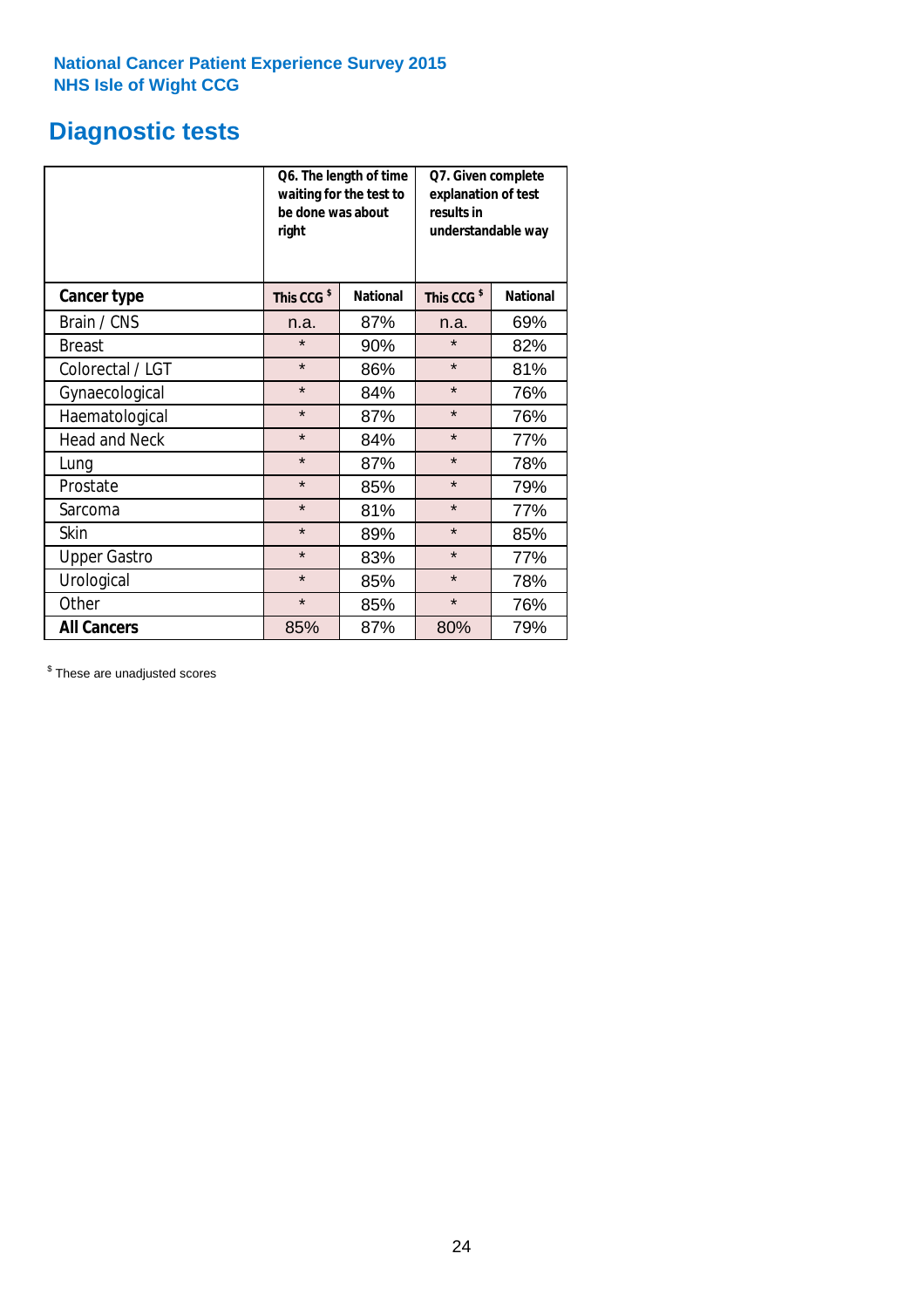**National Cancer Patient Experience Survey 2015**
**NHS Isle of Wight CCG**

# Diagnostic tests

| | Q6. The length of time waiting for the test to be done was about right | | Q7. Given complete explanation of test results in understandable way | |
|---|---|---|---|---|
| **Cancer type** | **This CCG $** | **National** | **This CCG $** | **National** |
| Brain / CNS | n.a. | 87% | n.a. | 69% |
| Breast | * | 90% | * | 82% |
| Colorectal / LGT | * | 86% | * | 81% |
| Gynaecological | * | 84% | * | 76% |
| Haematological | * | 87% | * | 76% |
| Head and Neck | * | 84% | * | 77% |
| Lung | * | 87% | * | 78% |
| Prostate | * | 85% | * | 79% |
| Sarcoma | * | 81% | * | 77% |
| Skin | * | 89% | * | 85% |
| Upper Gastro | * | 83% | * | 77% |
| Urological | * | 85% | * | 78% |
| Other | * | 85% | * | 76% |
| **All Cancers** | 85% | 87% | 80% | 79% |

$ These are unadjusted scores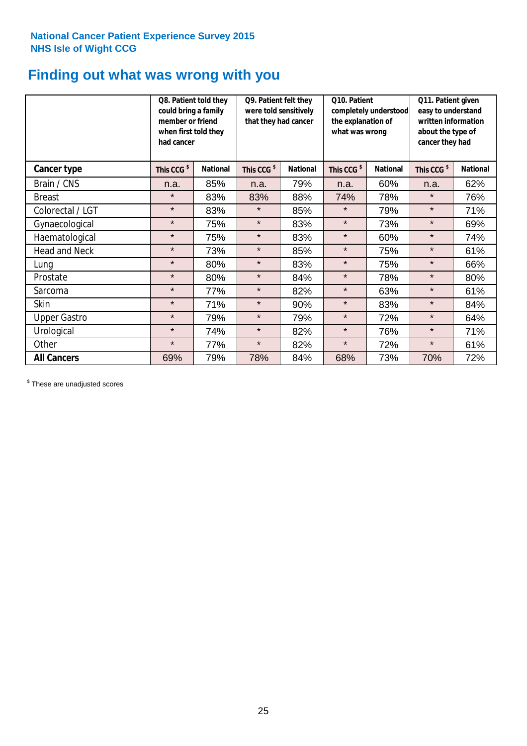National Cancer Patient Experience Survey 2015
NHS Isle of Wight CCG

# Finding out what was wrong with you

| | Q8. Patient told they could bring a family member or friend when first told they had cancer | | Q9. Patient felt they were told sensitively that they had cancer | | Q10. Patient completely understood the explanation of what was wrong | | Q11. Patient given easy to understand written information about the type of cancer they had | |
|---|---|---|---|---|---|---|---|---|
| **Cancer type** | This CCG $ | National | This CCG $ | National | This CCG $ | National | This CCG $ | National |
| Brain / CNS | n.a. | 85% | n.a. | 79% | n.a. | 60% | n.a. | 62% |
| Breast | * | 83% | 83% | 88% | 74% | 78% | * | 76% |
| Colorectal / LGT | * | 83% | * | 85% | * | 79% | * | 71% |
| Gynaecological | * | 75% | * | 83% | * | 73% | * | 69% |
| Haematological | * | 75% | * | 83% | * | 60% | * | 74% |
| Head and Neck | * | 73% | * | 85% | * | 75% | * | 61% |
| Lung | * | 80% | * | 83% | * | 75% | * | 66% |
| Prostate | * | 80% | * | 84% | * | 78% | * | 80% |
| Sarcoma | * | 77% | * | 82% | * | 63% | * | 61% |
| Skin | * | 71% | * | 90% | * | 83% | * | 84% |
| Upper Gastro | * | 79% | * | 79% | * | 72% | * | 64% |
| Urological | * | 74% | * | 82% | * | 76% | * | 71% |
| Other | * | 77% | * | 82% | * | 72% | * | 61% |
| **All Cancers** | 69% | 79% | 78% | 84% | 68% | 73% | 70% | 72% |

$ These are unadjusted scores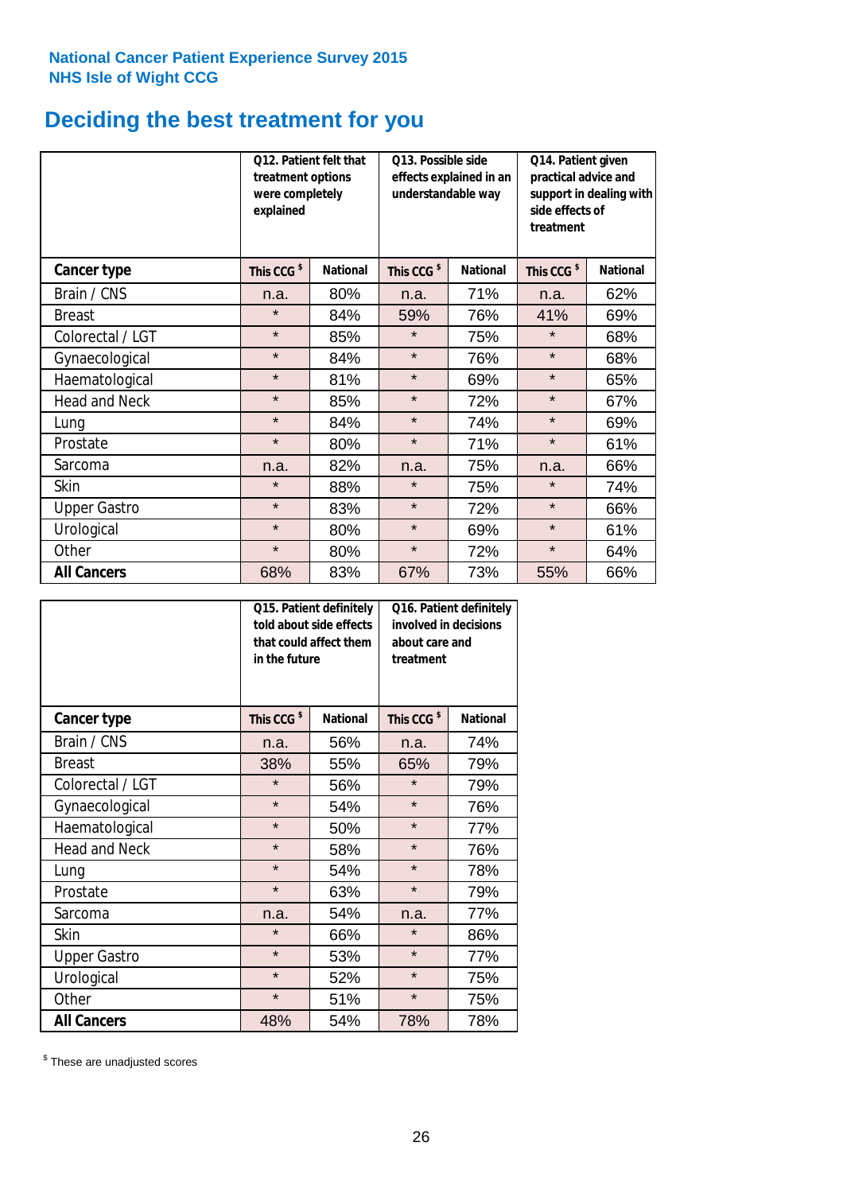National Cancer Patient Experience Survey 2015
NHS Isle of Wight CCG

# Deciding the best treatment for you

| | Q12. Patient felt that treatment options were completely explained | | Q13. Possible side effects explained in an understandable way | | Q14. Patient given practical advice and support in dealing with side effects of treatment | |
|---|---|---|---|---|---|---|
| **Cancer type** | **This CCG $** | **National** | **This CCG $** | **National** | **This CCG $** | **National** |
| Brain / CNS | n.a. | 80% | n.a. | 71% | n.a. | 62% |
| Breast | * | 84% | 59% | 76% | 41% | 69% |
| Colorectal / LGT | * | 85% | * | 75% | * | 68% |
| Gynaecological | * | 84% | * | 76% | * | 68% |
| Haematological | * | 81% | * | 69% | * | 65% |
| Head and Neck | * | 85% | * | 72% | * | 67% |
| Lung | * | 84% | * | 74% | * | 69% |
| Prostate | * | 80% | * | 71% | * | 61% |
| Sarcoma | n.a. | 82% | n.a. | 75% | n.a. | 66% |
| Skin | * | 88% | * | 75% | * | 74% |
| Upper Gastro | * | 83% | * | 72% | * | 66% |
| Urological | * | 80% | * | 69% | * | 61% |
| Other | * | 80% | * | 72% | * | 64% |
| **All Cancers** | 68% | 83% | 67% | 73% | 55% | 66% |

| | Q15. Patient definitely told about side effects that could affect them in the future | | Q16. Patient definitely involved in decisions about care and treatment | |
|---|---|---|---|---|
| **Cancer type** | **This CCG $** | **National** | **This CCG $** | **National** |
| Brain / CNS | n.a. | 56% | n.a. | 74% |
| Breast | 38% | 55% | 65% | 79% |
| Colorectal / LGT | * | 56% | * | 79% |
| Gynaecological | * | 54% | * | 76% |
| Haematological | * | 50% | * | 77% |
| Head and Neck | * | 58% | * | 76% |
| Lung | * | 54% | * | 78% |
| Prostate | * | 63% | * | 79% |
| Sarcoma | n.a. | 54% | n.a. | 77% |
| Skin | * | 66% | * | 86% |
| Upper Gastro | * | 53% | * | 77% |
| Urological | * | 52% | * | 75% |
| Other | * | 51% | * | 75% |
| **All Cancers** | 48% | 54% | 78% | 78% |

$ These are unadjusted scores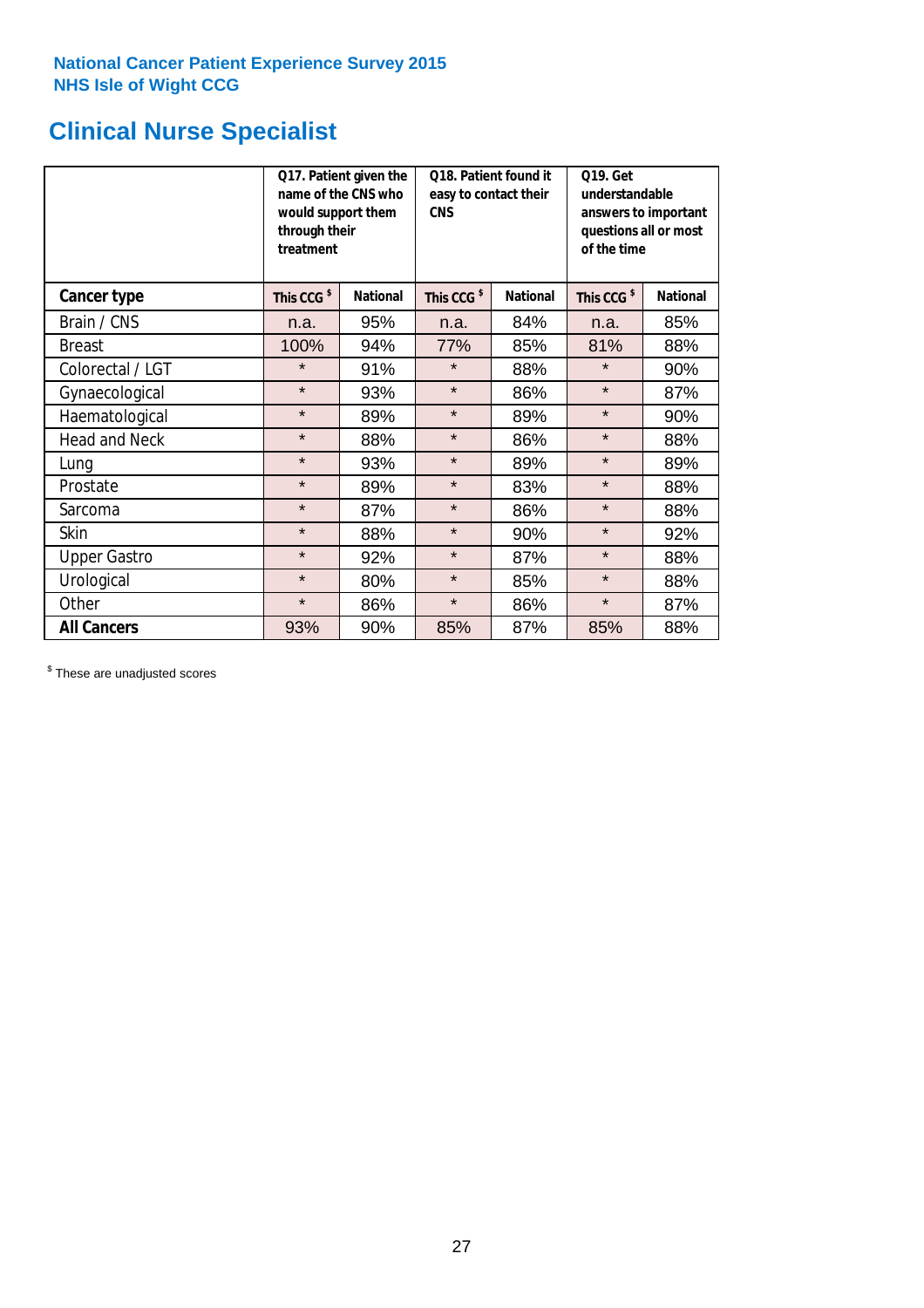National Cancer Patient Experience Survey 2015
NHS Isle of Wight CCG

## Clinical Nurse Specialist

| | Q17. Patient given the name of the CNS who would support them through their treatment | | Q18. Patient found it easy to contact their CNS | | Q19. Get understandable answers to important questions all or most of the time | |
|---|---|---|---|---|---|---|
| **Cancer type** | This CCG $ | National | This CCG $ | National | This CCG $ | National |
| Brain / CNS | n.a. | 95% | n.a. | 84% | n.a. | 85% |
| Breast | 100% | 94% | 77% | 85% | 81% | 88% |
| Colorectal / LGT | * | 91% | * | 88% | * | 90% |
| Gynaecological | * | 93% | * | 86% | * | 87% |
| Haematological | * | 89% | * | 89% | * | 90% |
| Head and Neck | * | 88% | * | 86% | * | 88% |
| Lung | * | 93% | * | 89% | * | 89% |
| Prostate | * | 89% | * | 83% | * | 88% |
| Sarcoma | * | 87% | * | 86% | * | 88% |
| Skin | * | 88% | * | 90% | * | 92% |
| Upper Gastro | * | 92% | * | 87% | * | 88% |
| Urological | * | 80% | * | 85% | * | 88% |
| Other | * | 86% | * | 86% | * | 87% |
| **All Cancers** | 93% | 90% | 85% | 87% | 85% | 88% |

$ These are unadjusted scores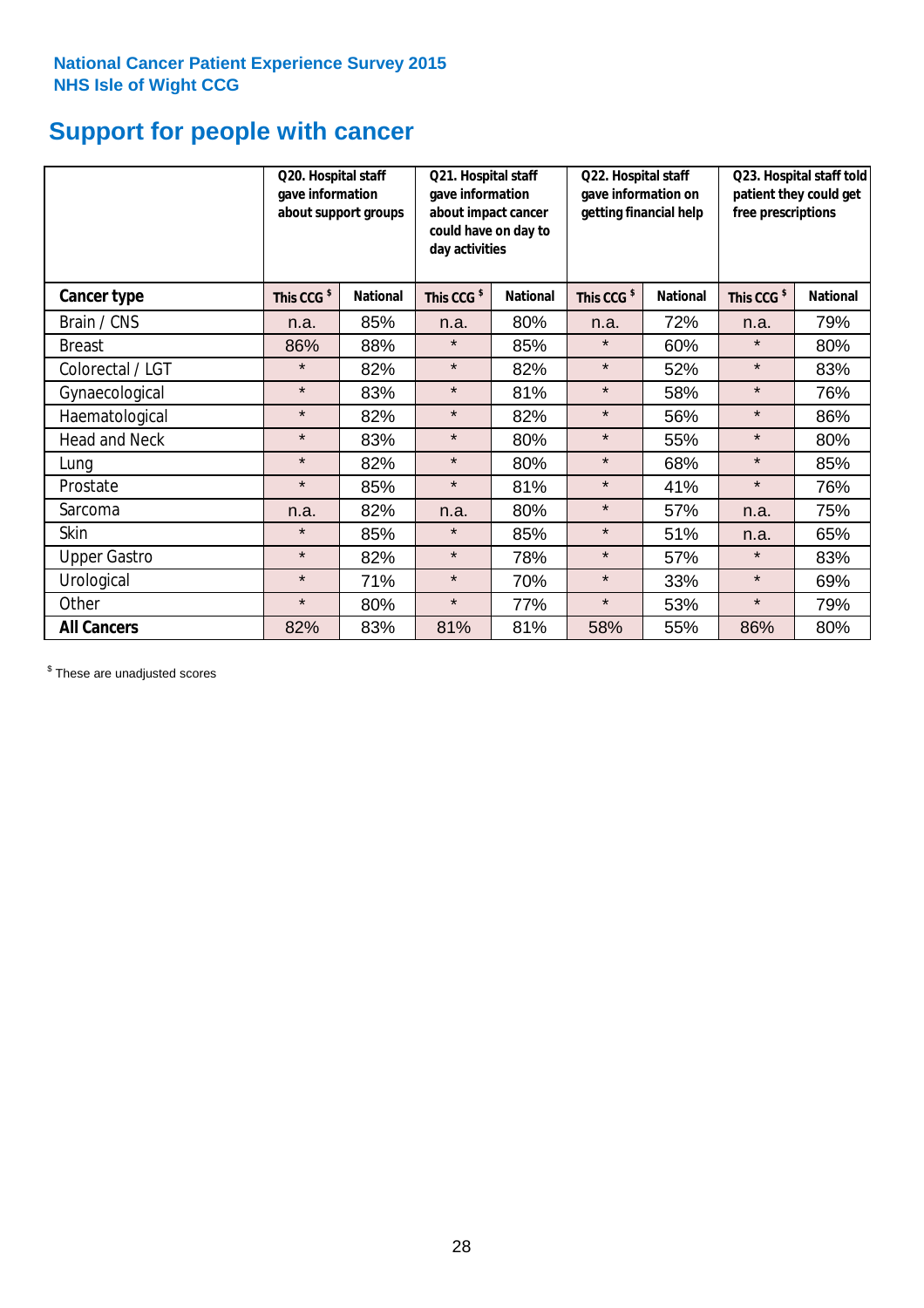**National Cancer Patient Experience Survey 2015**
**NHS Isle of Wight CCG**

# Support for people with cancer

| | Q20. Hospital staff gave information about support groups | | Q21. Hospital staff gave information about impact cancer could have on day to day activities | | Q22. Hospital staff gave information on getting financial help | | Q23. Hospital staff told patient they could get free prescriptions | |
|---|---|---|---|---|---|---|---|---|
| **Cancer type** | This CCG $ | National | This CCG $ | National | This CCG $ | National | This CCG $ | National |
| Brain / CNS | n.a. | 85% | n.a. | 80% | n.a. | 72% | n.a. | 79% |
| Breast | 86% | 88% | * | 85% | * | 60% | * | 80% |
| Colorectal / LGT | * | 82% | * | 82% | * | 52% | * | 83% |
| Gynaecological | * | 83% | * | 81% | * | 58% | * | 76% |
| Haematological | * | 82% | * | 82% | * | 56% | * | 86% |
| Head and Neck | * | 83% | * | 80% | * | 55% | * | 80% |
| Lung | * | 82% | * | 80% | * | 68% | * | 85% |
| Prostate | * | 85% | * | 81% | * | 41% | * | 76% |
| Sarcoma | n.a. | 82% | n.a. | 80% | * | 57% | n.a. | 75% |
| Skin | * | 85% | * | 85% | * | 51% | n.a. | 65% |
| Upper Gastro | * | 82% | * | 78% | * | 57% | * | 83% |
| Urological | * | 71% | * | 70% | * | 33% | * | 69% |
| Other | * | 80% | * | 77% | * | 53% | * | 79% |
| **All Cancers** | 82% | 83% | 81% | 81% | 58% | 55% | 86% | 80% |

$ These are unadjusted scores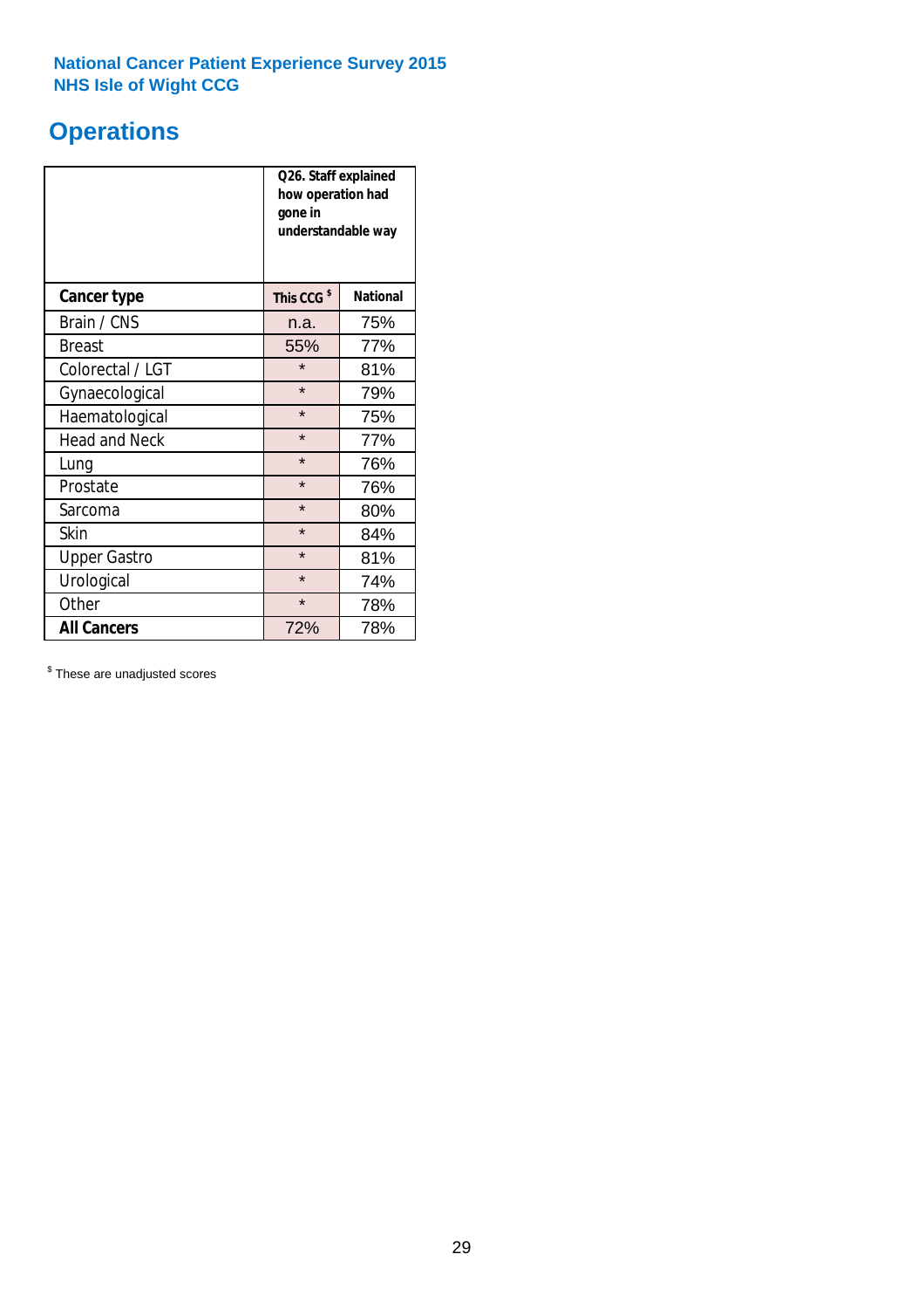National Cancer Patient Experience Survey 2015
NHS Isle of Wight CCG

# Operations

| | Q26. Staff explained how operation had gone in understandable way | |
|---|---|---|
| **Cancer type** | **This CCG $** | **National** |
| Brain / CNS | n.a. | 75% |
| Breast | 55% | 77% |
| Colorectal / LGT | * | 81% |
| Gynaecological | * | 79% |
| Haematological | * | 75% |
| Head and Neck | * | 77% |
| Lung | * | 76% |
| Prostate | * | 76% |
| Sarcoma | * | 80% |
| Skin | * | 84% |
| Upper Gastro | * | 81% |
| Urological | * | 74% |
| Other | * | 78% |
| **All Cancers** | 72% | 78% |

$ These are unadjusted scores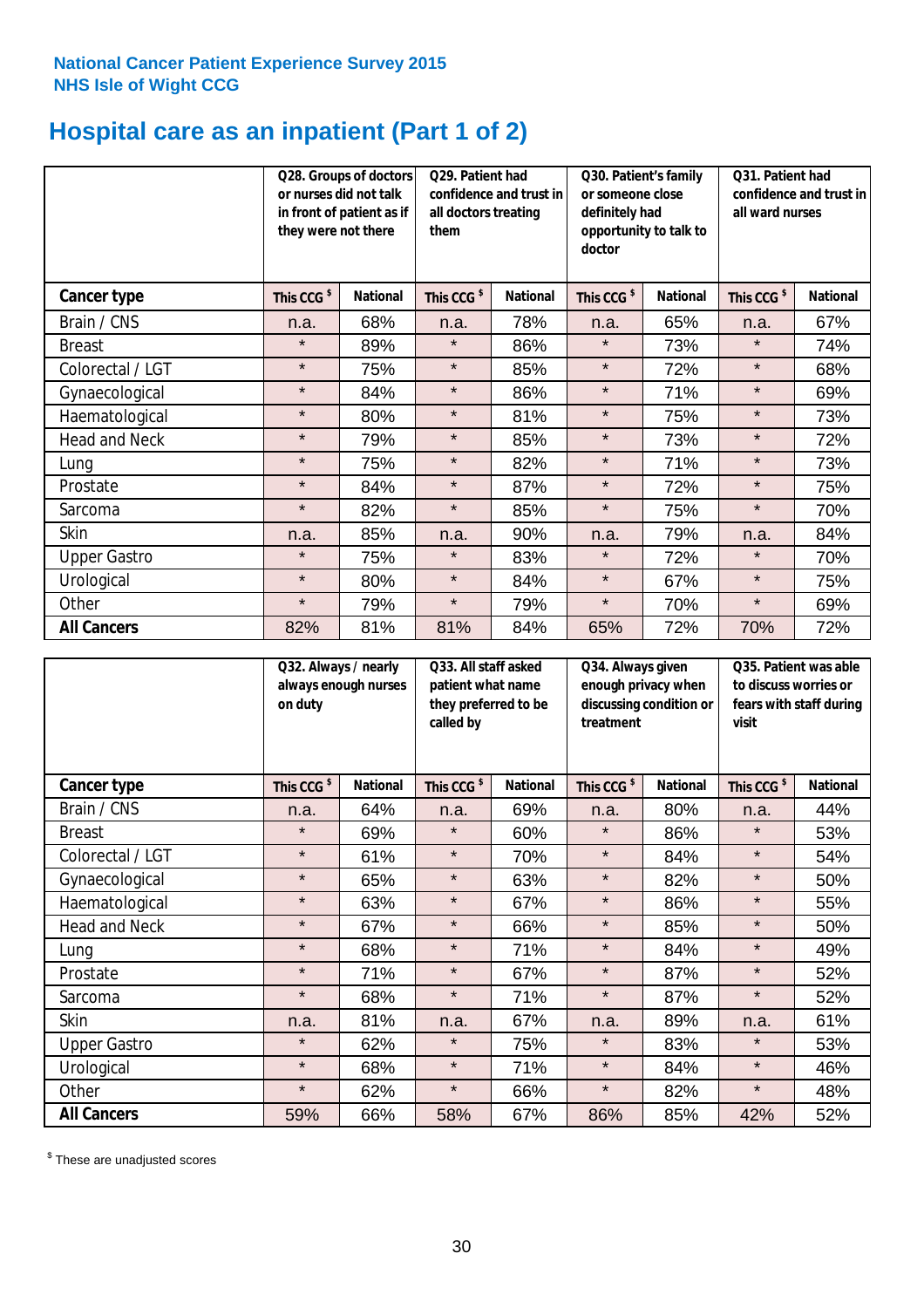National Cancer Patient Experience Survey 2015
NHS Isle of Wight CCG

# Hospital care as an inpatient (Part 1 of 2)

| | Q28. Groups of doctors or nurses did not talk in front of patient as if they were not there | | Q29. Patient had confidence and trust in all doctors treating them | | Q30. Patient's family or someone close definitely had opportunity to talk to doctor | | Q31. Patient had confidence and trust in all ward nurses | |
|---|---|---|---|---|---|---|---|---|
| **Cancer type** | **This CCG $** | **National** | **This CCG $** | **National** | **This CCG $** | **National** | **This CCG $** | **National** |
| Brain / CNS | n.a. | 68% | n.a. | 78% | n.a. | 65% | n.a. | 67% |
| Breast | * | 89% | * | 86% | * | 73% | * | 74% |
| Colorectal / LGT | * | 75% | * | 85% | * | 72% | * | 68% |
| Gynaecological | * | 84% | * | 86% | * | 71% | * | 69% |
| Haematological | * | 80% | * | 81% | * | 75% | * | 73% |
| Head and Neck | * | 79% | * | 85% | * | 73% | * | 72% |
| Lung | * | 75% | * | 82% | * | 71% | * | 73% |
| Prostate | * | 84% | * | 87% | * | 72% | * | 75% |
| Sarcoma | * | 82% | * | 85% | * | 75% | * | 70% |
| Skin | n.a. | 85% | n.a. | 90% | n.a. | 79% | n.a. | 84% |
| Upper Gastro | * | 75% | * | 83% | * | 72% | * | 70% |
| Urological | * | 80% | * | 84% | * | 67% | * | 75% |
| Other | * | 79% | * | 79% | * | 70% | * | 69% |
| **All Cancers** | 82% | 81% | 81% | 84% | 65% | 72% | 70% | 72% |

| | Q32. Always / nearly always enough nurses on duty | | Q33. All staff asked patient what name they preferred to be called by | | Q34. Always given enough privacy when discussing condition or treatment | | Q35. Patient was able to discuss worries or fears with staff during visit | |
|---|---|---|---|---|---|---|---|---|
| **Cancer type** | **This CCG $** | **National** | **This CCG $** | **National** | **This CCG $** | **National** | **This CCG $** | **National** |
| Brain / CNS | n.a. | 64% | n.a. | 69% | n.a. | 80% | n.a. | 44% |
| Breast | * | 69% | * | 60% | * | 86% | * | 53% |
| Colorectal / LGT | * | 61% | * | 70% | * | 84% | * | 54% |
| Gynaecological | * | 65% | * | 63% | * | 82% | * | 50% |
| Haematological | * | 63% | * | 67% | * | 86% | * | 55% |
| Head and Neck | * | 67% | * | 66% | * | 85% | * | 50% |
| Lung | * | 68% | * | 71% | * | 84% | * | 49% |
| Prostate | * | 71% | * | 67% | * | 87% | * | 52% |
| Sarcoma | * | 68% | * | 71% | * | 87% | * | 52% |
| Skin | n.a. | 81% | n.a. | 67% | n.a. | 89% | n.a. | 61% |
| Upper Gastro | * | 62% | * | 75% | * | 83% | * | 53% |
| Urological | * | 68% | * | 71% | * | 84% | * | 46% |
| Other | * | 62% | * | 66% | * | 82% | * | 48% |
| **All Cancers** | 59% | 66% | 58% | 67% | 86% | 85% | 42% | 52% |

$ These are unadjusted scores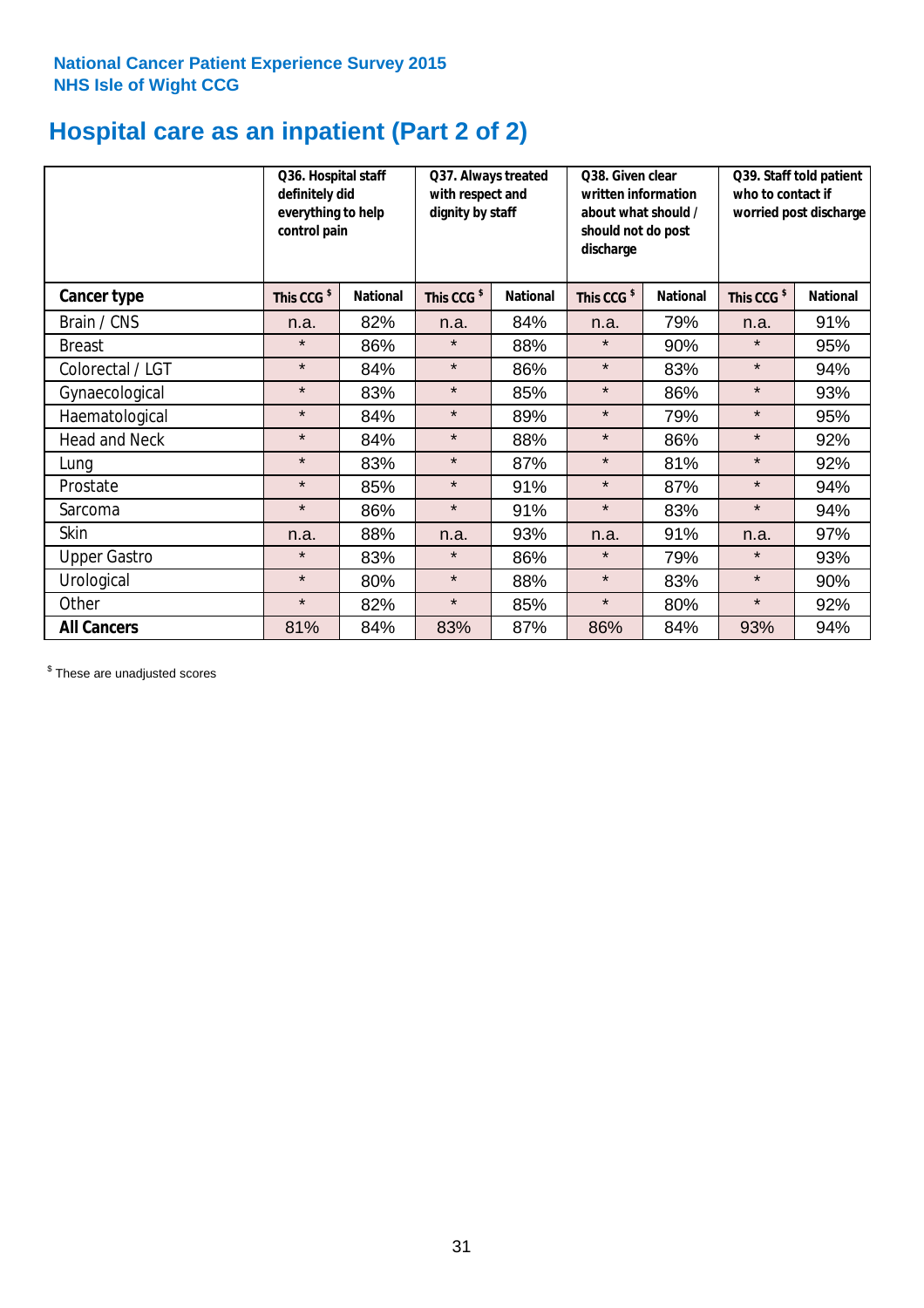**National Cancer Patient Experience Survey 2015**
**NHS Isle of Wight CCG**

# Hospital care as an inpatient (Part 2 of 2)

| | Q36. Hospital staff definitely did everything to help control pain | | Q37. Always treated with respect and dignity by staff | | Q38. Given clear written information about what should / should not do post discharge | | Q39. Staff told patient who to contact if worried post discharge | |
|---|---|---|---|---|---|---|---|---|
| **Cancer type** | **This CCG $** | **National** | **This CCG $** | **National** | **This CCG $** | **National** | **This CCG $** | **National** |
| Brain / CNS | n.a. | 82% | n.a. | 84% | n.a. | 79% | n.a. | 91% |
| Breast | * | 86% | * | 88% | * | 90% | * | 95% |
| Colorectal / LGT | * | 84% | * | 86% | * | 83% | * | 94% |
| Gynaecological | * | 83% | * | 85% | * | 86% | * | 93% |
| Haematological | * | 84% | * | 89% | * | 79% | * | 95% |
| Head and Neck | * | 84% | * | 88% | * | 86% | * | 92% |
| Lung | * | 83% | * | 87% | * | 81% | * | 92% |
| Prostate | * | 85% | * | 91% | * | 87% | * | 94% |
| Sarcoma | * | 86% | * | 91% | * | 83% | * | 94% |
| Skin | n.a. | 88% | n.a. | 93% | n.a. | 91% | n.a. | 97% |
| Upper Gastro | * | 83% | * | 86% | * | 79% | * | 93% |
| Urological | * | 80% | * | 88% | * | 83% | * | 90% |
| Other | * | 82% | * | 85% | * | 80% | * | 92% |
| **All Cancers** | 81% | 84% | 83% | 87% | 86% | 84% | 93% | 94% |

$ These are unadjusted scores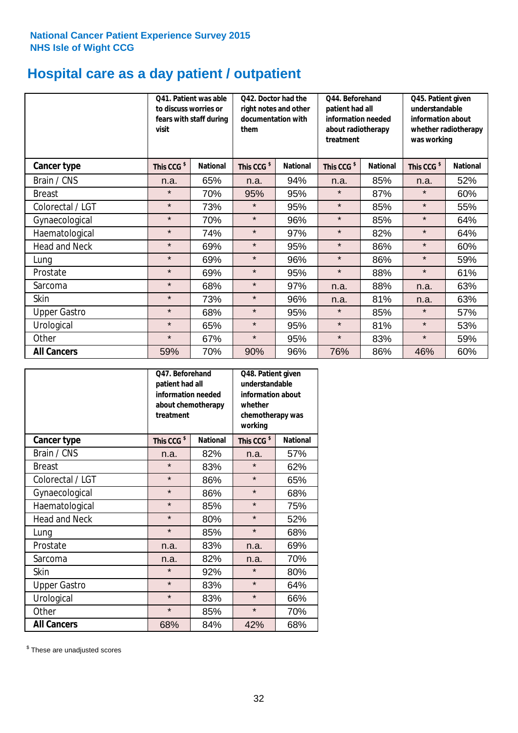National Cancer Patient Experience Survey 2015
NHS Isle of Wight CCG

# Hospital care as a day patient / outpatient

| | Q41. Patient was able to discuss worries or fears with staff during visit | | Q42. Doctor had the right notes and other documentation with them | | Q44. Beforehand patient had all information needed about radiotherapy treatment | | Q45. Patient given understandable information about whether radiotherapy was working | |
|---|---|---|---|---|---|---|---|---|
| **Cancer type** | **This CCG $** | **National** | **This CCG $** | **National** | **This CCG $** | **National** | **This CCG $** | **National** |
| Brain / CNS | n.a. | 65% | n.a. | 94% | n.a. | 85% | n.a. | 52% |
| Breast | * | 70% | 95% | 95% | * | 87% | * | 60% |
| Colorectal / LGT | * | 73% | * | 95% | * | 85% | * | 55% |
| Gynaecological | * | 70% | * | 96% | * | 85% | * | 64% |
| Haematological | * | 74% | * | 97% | * | 82% | * | 64% |
| Head and Neck | * | 69% | * | 95% | * | 86% | * | 60% |
| Lung | * | 69% | * | 96% | * | 86% | * | 59% |
| Prostate | * | 69% | * | 95% | * | 88% | * | 61% |
| Sarcoma | * | 68% | * | 97% | n.a. | 88% | n.a. | 63% |
| Skin | * | 73% | * | 96% | n.a. | 81% | n.a. | 63% |
| Upper Gastro | * | 68% | * | 95% | * | 85% | * | 57% |
| Urological | * | 65% | * | 95% | * | 81% | * | 53% |
| Other | * | 67% | * | 95% | * | 83% | * | 59% |
| **All Cancers** | 59% | 70% | 90% | 96% | 76% | 86% | 46% | 60% |

| | Q47. Beforehand patient had all information needed about chemotherapy treatment | | Q48. Patient given understandable information about whether chemotherapy was working | |
|---|---|---|---|---|
| **Cancer type** | **This CCG $** | **National** | **This CCG $** | **National** |
| Brain / CNS | n.a. | 82% | n.a. | 57% |
| Breast | * | 83% | * | 62% |
| Colorectal / LGT | * | 86% | * | 65% |
| Gynaecological | * | 86% | * | 68% |
| Haematological | * | 85% | * | 75% |
| Head and Neck | * | 80% | * | 52% |
| Lung | * | 85% | * | 68% |
| Prostate | n.a. | 83% | n.a. | 69% |
| Sarcoma | n.a. | 82% | n.a. | 70% |
| Skin | * | 92% | * | 80% |
| Upper Gastro | * | 83% | * | 64% |
| Urological | * | 83% | * | 66% |
| Other | * | 85% | * | 70% |
| **All Cancers** | 68% | 84% | 42% | 68% |

$ These are unadjusted scores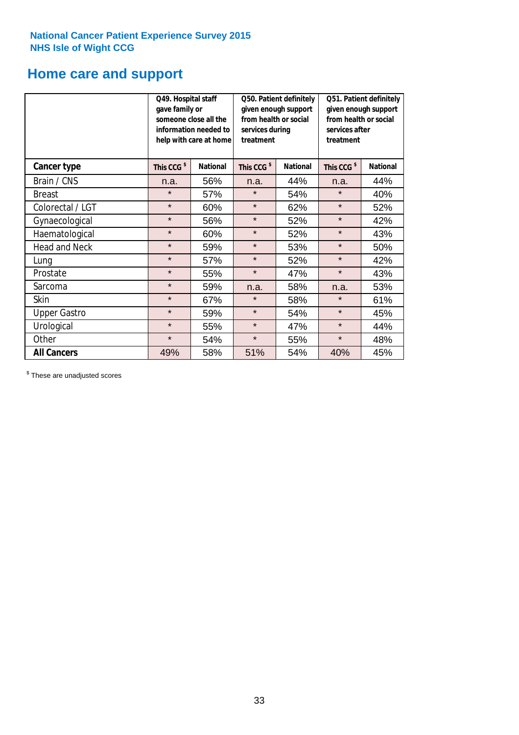National Cancer Patient Experience Survey 2015
NHS Isle of Wight CCG

## Home care and support

| | Q49. Hospital staff gave family or someone close all the information needed to help with care at home | | Q50. Patient definitely given enough support from health or social services during treatment | | Q51. Patient definitely given enough support from health or social services after treatment | |
|---|---|---|---|---|---|---|
| **Cancer type** | **This CCG $** | **National** | **This CCG $** | **National** | **This CCG $** | **National** |
| Brain / CNS | n.a. | 56% | n.a. | 44% | n.a. | 44% |
| Breast | * | 57% | * | 54% | * | 40% |
| Colorectal / LGT | * | 60% | * | 62% | * | 52% |
| Gynaecological | * | 56% | * | 52% | * | 42% |
| Haematological | * | 60% | * | 52% | * | 43% |
| Head and Neck | * | 59% | * | 53% | * | 50% |
| Lung | * | 57% | * | 52% | * | 42% |
| Prostate | * | 55% | * | 47% | * | 43% |
| Sarcoma | * | 59% | n.a. | 58% | n.a. | 53% |
| Skin | * | 67% | * | 58% | * | 61% |
| Upper Gastro | * | 59% | * | 54% | * | 45% |
| Urological | * | 55% | * | 47% | * | 44% |
| Other | * | 54% | * | 55% | * | 48% |
| **All Cancers** | 49% | 58% | 51% | 54% | 40% | 45% |

$ These are unadjusted scores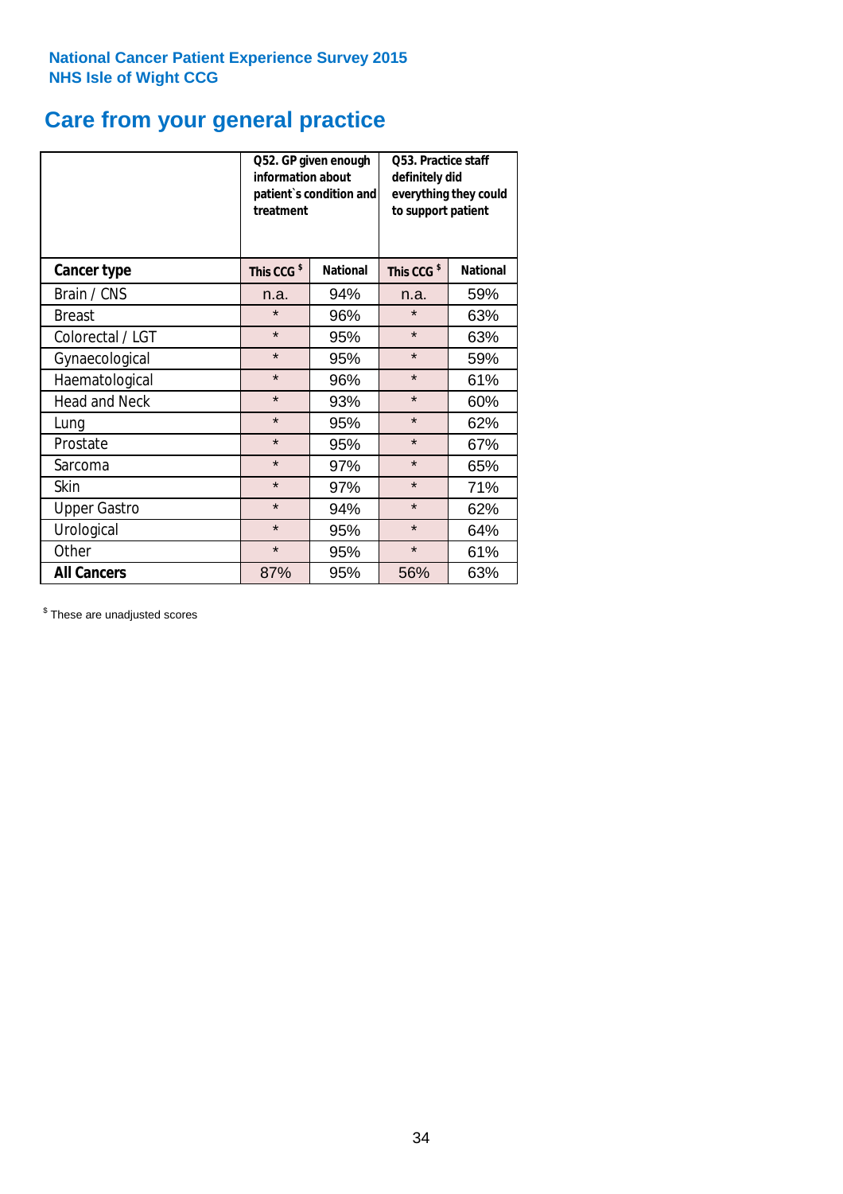**National Cancer Patient Experience Survey 2015**
**NHS Isle of Wight CCG**

# Care from your general practice

| | Q52. GP given enough information about patient`s condition and treatment | | Q53. Practice staff definitely did everything they could to support patient | |
|---|---|---|---|---|
| **Cancer type** | **This CCG [$]** | **National** | **This CCG [$]** | **National** |
| Brain / CNS | n.a. | 94% | n.a. | 59% |
| Breast | * | 96% | * | 63% |
| Colorectal / LGT | * | 95% | * | 63% |
| Gynaecological | * | 95% | * | 59% |
| Haematological | * | 96% | * | 61% |
| Head and Neck | * | 93% | * | 60% |
| Lung | * | 95% | * | 62% |
| Prostate | * | 95% | * | 67% |
| Sarcoma | * | 97% | * | 65% |
| Skin | * | 97% | * | 71% |
| Upper Gastro | * | 94% | * | 62% |
| Urological | * | 95% | * | 64% |
| Other | * | 95% | * | 61% |
| **All Cancers** | 87% | 95% | 56% | 63% |

[$] These are unadjusted scores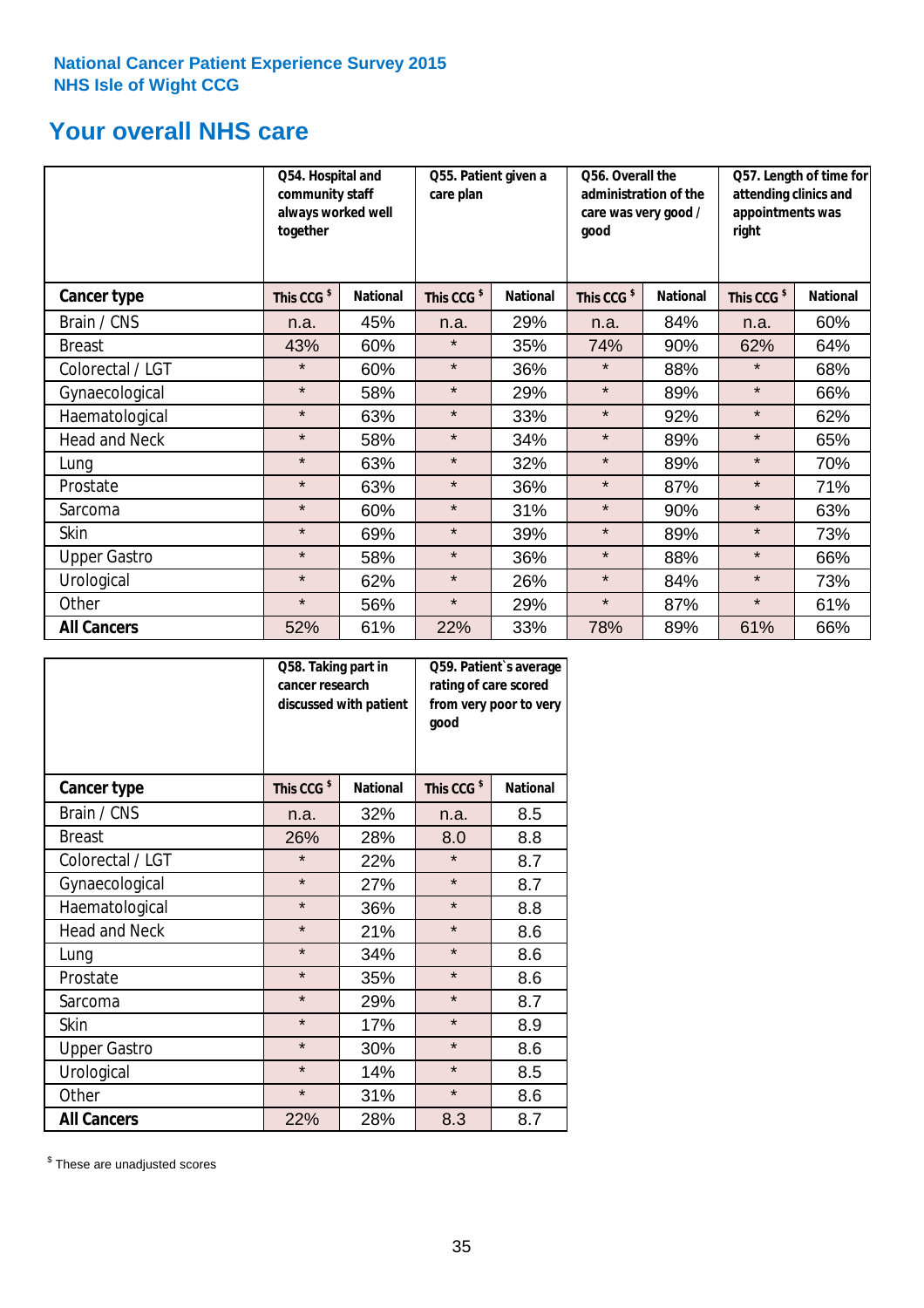National Cancer Patient Experience Survey 2015
NHS Isle of Wight CCG

## Your overall NHS care

| | Q54. Hospital and community staff always worked well together | | Q55. Patient given a care plan | | Q56. Overall the administration of the care was very good / good | | Q57. Length of time for attending clinics and appointments was right | |
|---|---|---|---|---|---|---|---|---|
| **Cancer type** | This CCG $ | National | This CCG $ | National | This CCG $ | National | This CCG $ | National |
| Brain / CNS | n.a. | 45% | n.a. | 29% | n.a. | 84% | n.a. | 60% |
| Breast | 43% | 60% | * | 35% | 74% | 90% | 62% | 64% |
| Colorectal / LGT | * | 60% | * | 36% | * | 88% | * | 68% |
| Gynaecological | * | 58% | * | 29% | * | 89% | * | 66% |
| Haematological | * | 63% | * | 33% | * | 92% | * | 62% |
| Head and Neck | * | 58% | * | 34% | * | 89% | * | 65% |
| Lung | * | 63% | * | 32% | * | 89% | * | 70% |
| Prostate | * | 63% | * | 36% | * | 87% | * | 71% |
| Sarcoma | * | 60% | * | 31% | * | 90% | * | 63% |
| Skin | * | 69% | * | 39% | * | 89% | * | 73% |
| Upper Gastro | * | 58% | * | 36% | * | 88% | * | 66% |
| Urological | * | 62% | * | 26% | * | 84% | * | 73% |
| Other | * | 56% | * | 29% | * | 87% | * | 61% |
| **All Cancers** | 52% | 61% | 22% | 33% | 78% | 89% | 61% | 66% |

| | Q58. Taking part in cancer research discussed with patient | | Q59. Patient`s average rating of care scored from very poor to very good | |
|---|---|---|---|---|
| **Cancer type** | This CCG $ | National | This CCG $ | National |
| Brain / CNS | n.a. | 32% | n.a. | 8.5 |
| Breast | 26% | 28% | 8.0 | 8.8 |
| Colorectal / LGT | * | 22% | * | 8.7 |
| Gynaecological | * | 27% | * | 8.7 |
| Haematological | * | 36% | * | 8.8 |
| Head and Neck | * | 21% | * | 8.6 |
| Lung | * | 34% | * | 8.6 |
| Prostate | * | 35% | * | 8.6 |
| Sarcoma | * | 29% | * | 8.7 |
| Skin | * | 17% | * | 8.9 |
| Upper Gastro | * | 30% | * | 8.6 |
| Urological | * | 14% | * | 8.5 |
| Other | * | 31% | * | 8.6 |
| **All Cancers** | 22% | 28% | 8.3 | 8.7 |

$ These are unadjusted scores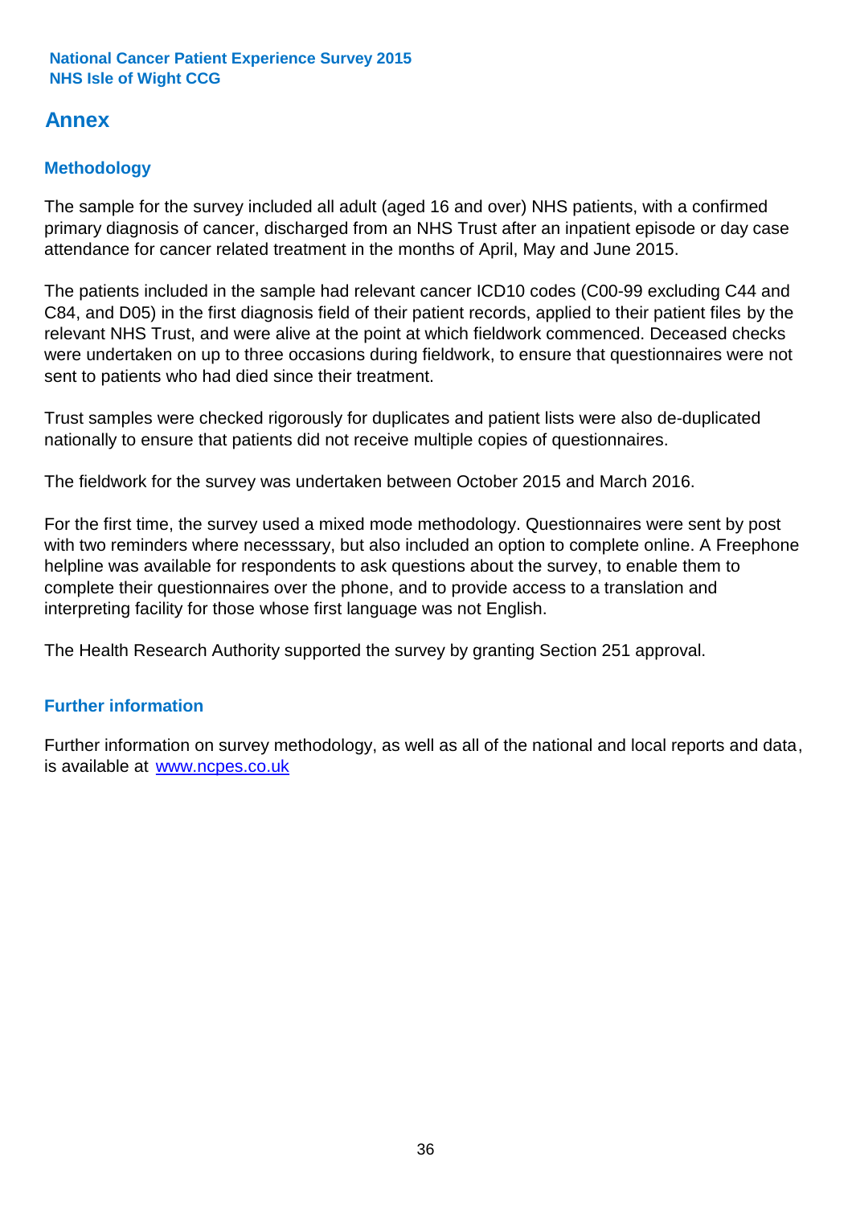# Annex

## Methodology

The sample for the survey included all adult (aged 16 and over) NHS patients, with a confirmed primary diagnosis of cancer, discharged from an NHS Trust after an inpatient episode or day case attendance for cancer related treatment in the months of April, May and June 2015.

The patients included in the sample had relevant cancer ICD10 codes (C00-99 excluding C44 and C84, and D05) in the first diagnosis field of their patient records, applied to their patient files by the relevant NHS Trust, and were alive at the point at which fieldwork commenced. Deceased checks were undertaken on up to three occasions during fieldwork, to ensure that questionnaires were not sent to patients who had died since their treatment.

Trust samples were checked rigorously for duplicates and patient lists were also de-duplicated nationally to ensure that patients did not receive multiple copies of questionnaires.

The fieldwork for the survey was undertaken between October 2015 and March 2016.

For the first time, the survey used a mixed mode methodology. Questionnaires were sent by post with two reminders where necesssary, but also included an option to complete online. A Freephone helpline was available for respondents to ask questions about the survey, to enable them to complete their questionnaires over the phone, and to provide access to a translation and interpreting facility for those whose first language was not English.

The Health Research Authority supported the survey by granting Section 251 approval.

## Further information

Further information on survey methodology, as well as all of the national and local reports and data, is available at [www.ncpes.co.uk](http://www.ncpes.co.uk)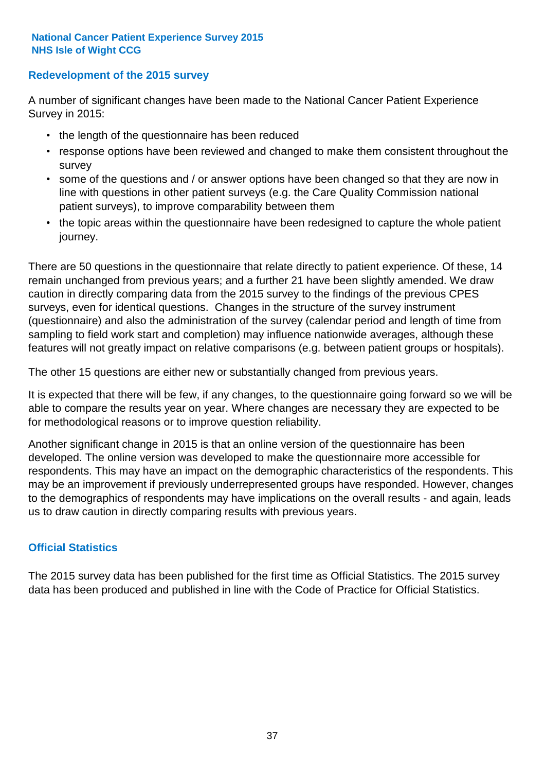**National Cancer Patient Experience Survey 2015**
**NHS Isle of Wight CCG**

## Redevelopment of the 2015 survey

A number of significant changes have been made to the National Cancer Patient Experience Survey in 2015:

- the length of the questionnaire has been reduced
- response options have been reviewed and changed to make them consistent throughout the survey
- some of the questions and / or answer options have been changed so that they are now in line with questions in other patient surveys (e.g. the Care Quality Commission national patient surveys), to improve comparability between them
- the topic areas within the questionnaire have been redesigned to capture the whole patient journey.

There are 50 questions in the questionnaire that relate directly to patient experience. Of these, 14 remain unchanged from previous years; and a further 21 have been slightly amended. We draw caution in directly comparing data from the 2015 survey to the findings of the previous CPES surveys, even for identical questions. Changes in the structure of the survey instrument (questionnaire) and also the administration of the survey (calendar period and length of time from sampling to field work start and completion) may influence nationwide averages, although these features will not greatly impact on relative comparisons (e.g. between patient groups or hospitals).

The other 15 questions are either new or substantially changed from previous years.

It is expected that there will be few, if any changes, to the questionnaire going forward so we will be able to compare the results year on year. Where changes are necessary they are expected to be for methodological reasons or to improve question reliability.

Another significant change in 2015 is that an online version of the questionnaire has been developed. The online version was developed to make the questionnaire more accessible for respondents. This may have an impact on the demographic characteristics of the respondents. This may be an improvement if previously underrepresented groups have responded. However, changes to the demographics of respondents may have implications on the overall results - and again, leads us to draw caution in directly comparing results with previous years.

## Official Statistics

The 2015 survey data has been published for the first time as Official Statistics. The 2015 survey data has been produced and published in line with the Code of Practice for Official Statistics.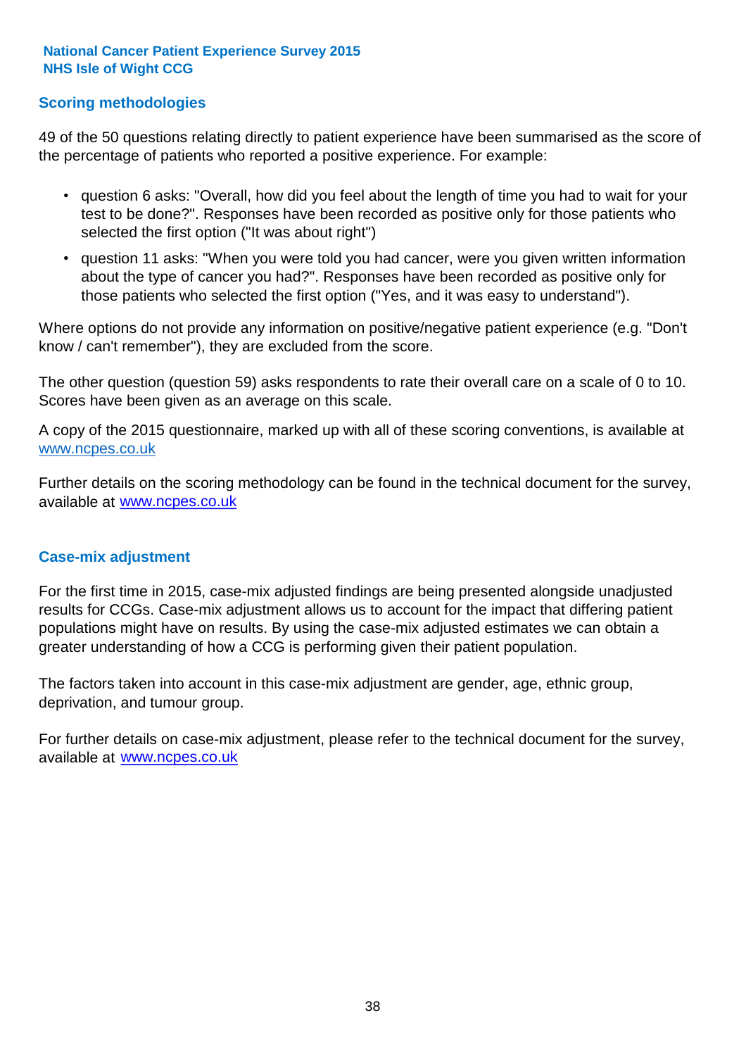## Scoring methodologies

49 of the 50 questions relating directly to patient experience have been summarised as the score of the percentage of patients who reported a positive experience. For example:

- question 6 asks: "Overall, how did you feel about the length of time you had to wait for your test to be done?". Responses have been recorded as positive only for those patients who selected the first option ("It was about right")
- question 11 asks: "When you were told you had cancer, were you given written information about the type of cancer you had?". Responses have been recorded as positive only for those patients who selected the first option ("Yes, and it was easy to understand").

Where options do not provide any information on positive/negative patient experience (e.g. "Don't know / can't remember"), they are excluded from the score.

The other question (question 59) asks respondents to rate their overall care on a scale of 0 to 10. Scores have been given as an average on this scale.

A copy of the 2015 questionnaire, marked up with all of these scoring conventions, is available at www.ncpes.co.uk

Further details on the scoring methodology can be found in the technical document for the survey, available at www.ncpes.co.uk

## Case-mix adjustment

For the first time in 2015, case-mix adjusted findings are being presented alongside unadjusted results for CCGs. Case-mix adjustment allows us to account for the impact that differing patient populations might have on results. By using the case-mix adjusted estimates we can obtain a greater understanding of how a CCG is performing given their patient population.

The factors taken into account in this case-mix adjustment are gender, age, ethnic group, deprivation, and tumour group.

For further details on case-mix adjustment, please refer to the technical document for the survey, available at www.ncpes.co.uk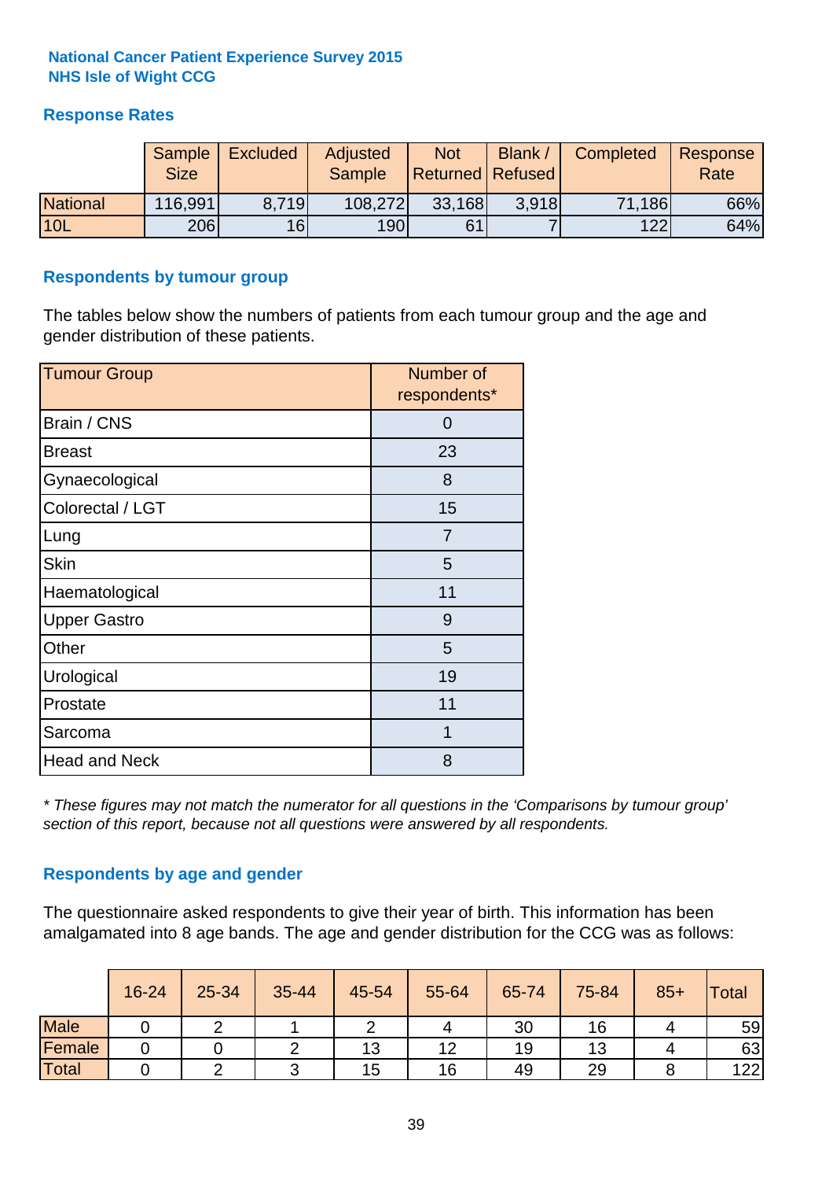**National Cancer Patient Experience Survey 2015**
**NHS Isle of Wight CCG**

## Response Rates

| | Sample Size | Excluded | Adjusted Sample | Not Returned | Blank / Refused | Completed | Response Rate |
|---|---|---|---|---|---|---|---|
| National | 116,991 | 8,719 | 108,272 | 33,168 | 3,918 | 71,186 | 66% |
| 10L | 206 | 16 | 190 | 61 | 7 | 122 | 64% |

## Respondents by tumour group

The tables below show the numbers of patients from each tumour group and the age and gender distribution of these patients.

| Tumour Group | Number of respondents* |
|---|---|
| Brain / CNS | 0 |
| Breast | 23 |
| Gynaecological | 8 |
| Colorectal / LGT | 15 |
| Lung | 7 |
| Skin | 5 |
| Haematological | 11 |
| Upper Gastro | 9 |
| Other | 5 |
| Urological | 19 |
| Prostate | 11 |
| Sarcoma | 1 |
| Head and Neck | 8 |

*\* These figures may not match the numerator for all questions in the 'Comparisons by tumour group' section of this report, because not all questions were answered by all respondents.*

## Respondents by age and gender

The questionnaire asked respondents to give their year of birth. This information has been amalgamated into 8 age bands. The age and gender distribution for the CCG was as follows:

| | 16-24 | 25-34 | 35-44 | 45-54 | 55-64 | 65-74 | 75-84 | 85+ | Total |
|---|---|---|---|---|---|---|---|---|---|
| Male | 0 | 2 | 1 | 2 | 4 | 30 | 16 | 4 | 59 |
| Female | 0 | 0 | 2 | 13 | 12 | 19 | 13 | 4 | 63 |
| Total | 0 | 2 | 3 | 15 | 16 | 49 | 29 | 8 | 122 |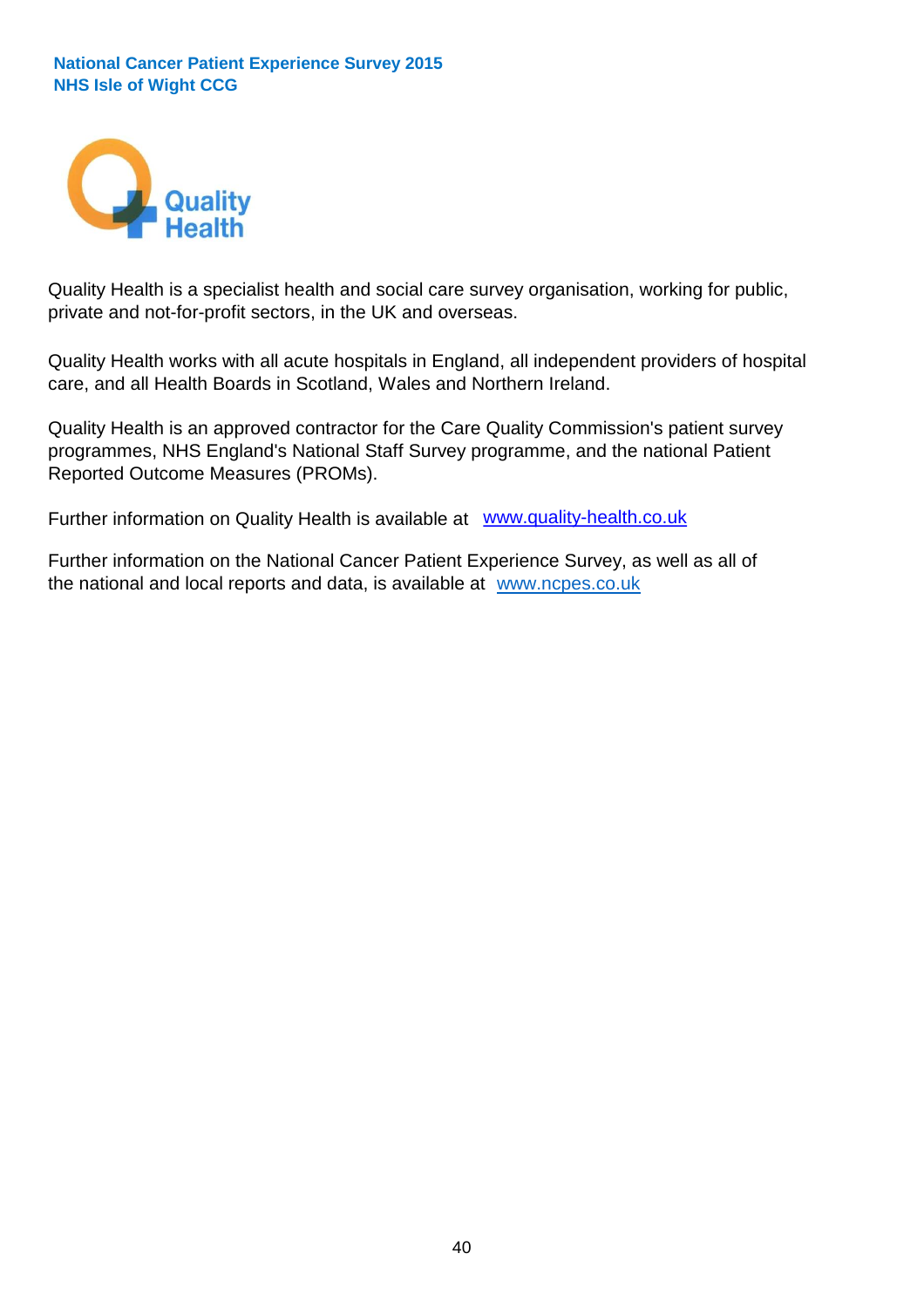Quality Health is a specialist health and social care survey organisation, working for public, private and not-for-profit sectors, in the UK and overseas.

Quality Health works with all acute hospitals in England, all independent providers of hospital care, and all Health Boards in Scotland, Wales and Northern Ireland.

Quality Health is an approved contractor for the Care Quality Commission's patient survey programmes, NHS England's National Staff Survey programme, and the national Patient Reported Outcome Measures (PROMs).

Further information on Quality Health is available at www.quality-health.co.uk

Further information on the National Cancer Patient Experience Survey, as well as all of the national and local reports and data, is available at www.ncpes.co.uk